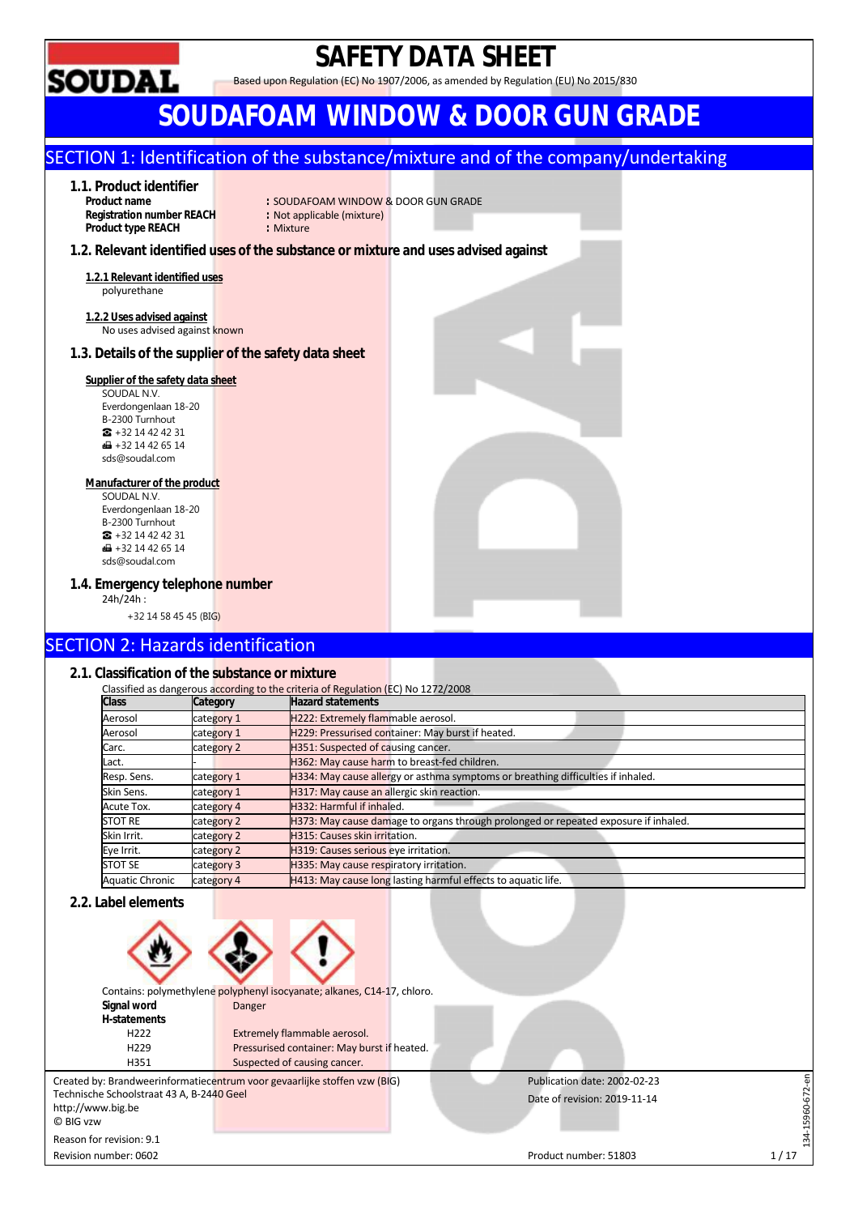# SAFETY DATA SHEET

Based upon Regulation (EC) No 1907/2006, as amended by Regulation (EU) No 2015/830

# SOUDAFOAM WINDOW & DOOR GUN GRADE

## SECTION 1: Identification of the substance/mixture and of the company/undertaking

### 1.1. Product identifier

**Product name** : SOUDAFOAM WINDOW & DOOR GUN GRADE
**Registration number REACH** : Not applicable (mixture)
**Product type REACH** : Mixture

### 1.2. Relevant identified uses of the substance or mixture and uses advised against

**1.2.1 Relevant identified uses**
polyurethane

**1.2.2 Uses advised against**
No uses advised against known

### 1.3. Details of the supplier of the safety data sheet

**Supplier of the safety data sheet**
SOUDAL N.V.
Everdongenlaan 18-20
B-2300 Turnhout
☎ +32 14 42 42 31
📠 +32 14 42 65 14
sds@soudal.com

**Manufacturer of the product**
SOUDAL N.V.
Everdongenlaan 18-20
B-2300 Turnhout
☎ +32 14 42 42 31
📠 +32 14 42 65 14
sds@soudal.com

### 1.4. Emergency telephone number

24h/24h :
+32 14 58 45 45 (BIG)

## SECTION 2: Hazards identification

### 2.1. Classification of the substance or mixture

Classified as dangerous according to the criteria of Regulation (EC) No 1272/2008

| Class | Category | Hazard statements |
|---|---|---|
| Aerosol | category 1 | H222: Extremely flammable aerosol. |
| Aerosol | category 1 | H229: Pressurised container: May burst if heated. |
| Carc. | category 2 | H351: Suspected of causing cancer. |
| Lact. | - | H362: May cause harm to breast-fed children. |
| Resp. Sens. | category 1 | H334: May cause allergy or asthma symptoms or breathing difficulties if inhaled. |
| Skin Sens. | category 1 | H317: May cause an allergic skin reaction. |
| Acute Tox. | category 4 | H332: Harmful if inhaled. |
| STOT RE | category 2 | H373: May cause damage to organs through prolonged or repeated exposure if inhaled. |
| Skin Irrit. | category 2 | H315: Causes skin irritation. |
| Eye Irrit. | category 2 | H319: Causes serious eye irritation. |
| STOT SE | category 3 | H335: May cause respiratory irritation. |
| Aquatic Chronic | category 4 | H413: May cause long lasting harmful effects to aquatic life. |

### 2.2. Label elements

Contains: polymethylene polyphenyl isocyanate; alkanes, C14-17, chloro.

**Signal word** Danger

**H-statements**

| | |
|---|---|
| H222 | Extremely flammable aerosol. |
| H229 | Pressurised container: May burst if heated. |
| H351 | Suspected of causing cancer. |

Created by: Brandweerinformatiecentrum voor gevaarlijke stoffen vzw (BIG)
Technische Schoolstraat 43 A, B-2440 Geel
http://www.big.be
© BIG vzw

Reason for revision: 9.1
Revision number: 0602

Publication date: 2002-02-23
Date of revision: 2019-11-14

Product number: 51803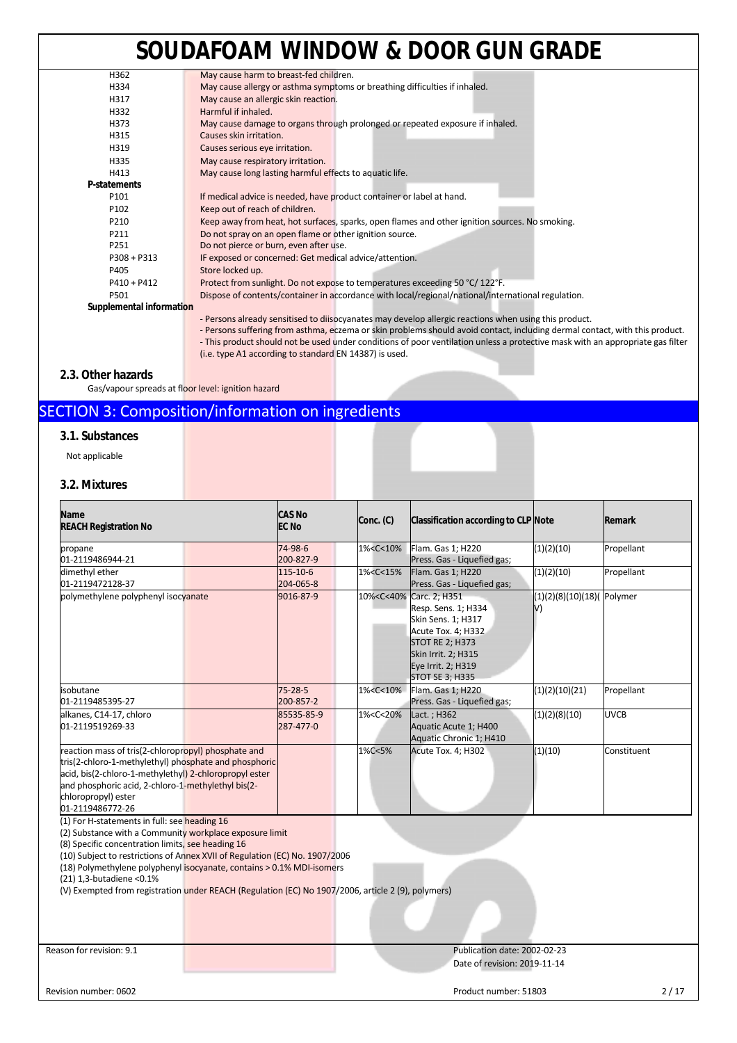| | |
|---|---|
| H362 | May cause harm to breast-fed children. |
| H334 | May cause allergy or asthma symptoms or breathing difficulties if inhaled. |
| H317 | May cause an allergic skin reaction. |
| H332 | Harmful if inhaled. |
| H373 | May cause damage to organs through prolonged or repeated exposure if inhaled. |
| H315 | Causes skin irritation. |
| H319 | Causes serious eye irritation. |
| H335 | May cause respiratory irritation. |
| H413 | May cause long lasting harmful effects to aquatic life. |

**P-statements**

| | |
|---|---|
| P101 | If medical advice is needed, have product container or label at hand. |
| P102 | Keep out of reach of children. |
| P210 | Keep away from heat, hot surfaces, sparks, open flames and other ignition sources. No smoking. |
| P211 | Do not spray on an open flame or other ignition source. |
| P251 | Do not pierce or burn, even after use. |
| P308 + P313 | IF exposed or concerned: Get medical advice/attention. |
| P405 | Store locked up. |
| P410 + P412 | Protect from sunlight. Do not expose to temperatures exceeding 50 °C/ 122°F. |
| P501 | Dispose of contents/container in accordance with local/regional/national/international regulation. |

**Supplemental information**

- Persons already sensitised to diisocyanates may develop allergic reactions when using this product.
- Persons suffering from asthma, eczema or skin problems should avoid contact, including dermal contact, with this product.
- This product should not be used under conditions of poor ventilation unless a protective mask with an appropriate gas filter (i.e. type A1 according to standard EN 14387) is used.

### 2.3. Other hazards

Gas/vapour spreads at floor level: ignition hazard

## SECTION 3: Composition/information on ingredients

### 3.1. Substances

Not applicable

### 3.2. Mixtures

| Name<br>REACH Registration No | CAS No<br>EC No | Conc. (C) | Classification according to CLP | Note | Remark |
|---|---|---|---|---|---|
| propane<br>01-2119486944-21 | 74-98-6<br>200-827-9 | 1%<C<10% | Flam. Gas 1; H220<br>Press. Gas - Liquefied gas; | (1)(2)(10) | Propellant |
| dimethyl ether<br>01-2119472128-37 | 115-10-6<br>204-065-8 | 1%<C<15% | Flam. Gas 1; H220<br>Press. Gas - Liquefied gas; | (1)(2)(10) | Propellant |
| polymethylene polyphenyl isocyanate | 9016-87-9 | 10%<C<40% | Carc. 2; H351<br>Resp. Sens. 1; H334<br>Skin Sens. 1; H317<br>Acute Tox. 4; H332<br>STOT RE 2; H373<br>Skin Irrit. 2; H315<br>Eye Irrit. 2; H319<br>STOT SE 3; H335 | (1)(2)(8)(10)(18)(V) | Polymer |
| isobutane<br>01-2119485395-27 | 75-28-5<br>200-857-2 | 1%<C<10% | Flam. Gas 1; H220<br>Press. Gas - Liquefied gas; | (1)(2)(10)(21) | Propellant |
| alkanes, C14-17, chloro<br>01-2119519269-33 | 85535-85-9<br>287-477-0 | 1%<C<20% | Lact. ; H362<br>Aquatic Acute 1; H400<br>Aquatic Chronic 1; H410 | (1)(2)(8)(10) | UVCB |
| reaction mass of tris(2-chloropropyl) phosphate and tris(2-chloro-1-methylethyl) phosphate and phosphoric acid, bis(2-chloro-1-methylethyl) 2-chloropropyl ester and phosphoric acid, 2-chloro-1-methylethyl bis(2-chloropropyl) ester<br>01-2119486772-26 | | 1%C<5% | Acute Tox. 4; H302 | (1)(10) | Constituent |

(1) For H-statements in full: see heading 16
(2) Substance with a Community workplace exposure limit
(8) Specific concentration limits, see heading 16
(10) Subject to restrictions of Annex XVII of Regulation (EC) No. 1907/2006
(18) Polymethylene polyphenyl isocyanate, contains > 0.1% MDI-isomers
(21) 1,3-butadiene <0.1%
(V) Exempted from registration under REACH (Regulation (EC) No 1907/2006, article 2 (9), polymers)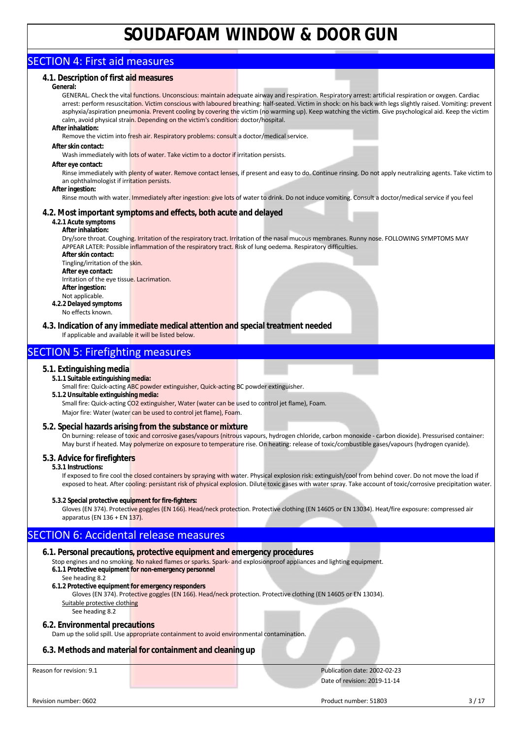## SECTION 4: First aid measures

### 4.1. Description of first aid measures

**General:**

GENERAL. Check the vital functions. Unconscious: maintain adequate airway and respiration. Respiratory arrest: artificial respiration or oxygen. Cardiac arrest: perform resuscitation. Victim conscious with laboured breathing: half-seated. Victim in shock: on his back with legs slightly raised. Vomiting: prevent asphyxia/aspiration pneumonia. Prevent cooling by covering the victim (no warming up). Keep watching the victim. Give psychological aid. Keep the victim calm, avoid physical strain. Depending on the victim's condition: doctor/hospital.

**After inhalation:**

Remove the victim into fresh air. Respiratory problems: consult a doctor/medical service.

**After skin contact:**

Wash immediately with lots of water. Take victim to a doctor if irritation persists.

**After eye contact:**

Rinse immediately with plenty of water. Remove contact lenses, if present and easy to do. Continue rinsing. Do not apply neutralizing agents. Take victim to an ophthalmologist if irritation persists.

**After ingestion:**

Rinse mouth with water. Immediately after ingestion: give lots of water to drink. Do not induce vomiting. Consult a doctor/medical service if you feel

### 4.2. Most important symptoms and effects, both acute and delayed

**4.2.1 Acute symptoms**

**After inhalation:**

Dry/sore throat. Coughing. Irritation of the respiratory tract. Irritation of the nasal mucous membranes. Runny nose. FOLLOWING SYMPTOMS MAY APPEAR LATER: Possible inflammation of the respiratory tract. Risk of lung oedema. Respiratory difficulties.

**After skin contact:**

Tingling/irritation of the skin.

**After eye contact:**

Irritation of the eye tissue. Lacrimation.

**After ingestion:**

Not applicable.

**4.2.2 Delayed symptoms**

No effects known.

### 4.3. Indication of any immediate medical attention and special treatment needed

If applicable and available it will be listed below.

## SECTION 5: Firefighting measures

### 5.1. Extinguishing media

**5.1.1 Suitable extinguishing media:**

Small fire: Quick-acting ABC powder extinguisher, Quick-acting BC powder extinguisher.

**5.1.2 Unsuitable extinguishing media:**

Small fire: Quick-acting $CO_2$ extinguisher, Water (water can be used to control jet flame), Foam.

Major fire: Water (water can be used to control jet flame), Foam.

### 5.2. Special hazards arising from the substance or mixture

On burning: release of toxic and corrosive gases/vapours (nitrous vapours, hydrogen chloride, carbon monoxide - carbon dioxide). Pressurised container: May burst if heated. May polymerize on exposure to temperature rise. On heating: release of toxic/combustible gases/vapours (hydrogen cyanide).

### 5.3. Advice for firefighters

**5.3.1 Instructions:**

If exposed to fire cool the closed containers by spraying with water. Physical explosion risk: extinguish/cool from behind cover. Do not move the load if exposed to heat. After cooling: persistant risk of physical explosion. Dilute toxic gases with water spray. Take account of toxic/corrosive precipitation water.

**5.3.2 Special protective equipment for fire-fighters:**

Gloves (EN 374). Protective goggles (EN 166). Head/neck protection. Protective clothing (EN 14605 or EN 13034). Heat/fire exposure: compressed air apparatus (EN 136 + EN 137).

## SECTION 6: Accidental release measures

### 6.1. Personal precautions, protective equipment and emergency procedures

Stop engines and no smoking. No naked flames or sparks. Spark- and explosionproof appliances and lighting equipment.

**6.1.1 Protective equipment for non-emergency personnel**

See heading 8.2

**6.1.2 Protective equipment for emergency responders**

Gloves (EN 374). Protective goggles (EN 166). Head/neck protection. Protective clothing (EN 14605 or EN 13034).

Suitable protective clothing

See heading 8.2

### 6.2. Environmental precautions

Dam up the solid spill. Use appropriate containment to avoid environmental contamination.

### 6.3. Methods and material for containment and cleaning up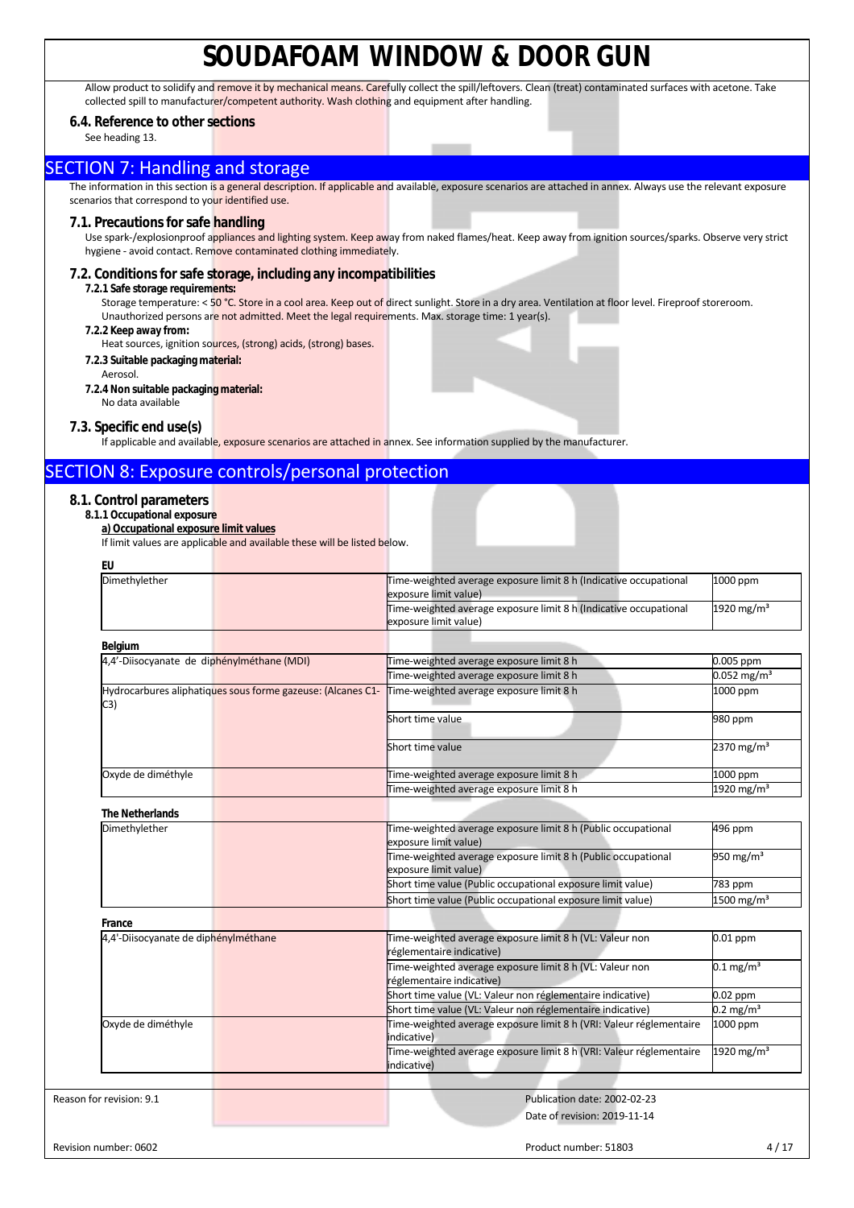Allow product to solidify and remove it by mechanical means. Carefully collect the spill/leftovers. Clean (treat) contaminated surfaces with acetone. Take collected spill to manufacturer/competent authority. Wash clothing and equipment after handling.

### 6.4. Reference to other sections

See heading 13.

## SECTION 7: Handling and storage

The information in this section is a general description. If applicable and available, exposure scenarios are attached in annex. Always use the relevant exposure scenarios that correspond to your identified use.

### 7.1. Precautions for safe handling

Use spark-/explosionproof appliances and lighting system. Keep away from naked flames/heat. Keep away from ignition sources/sparks. Observe very strict hygiene - avoid contact. Remove contaminated clothing immediately.

### 7.2. Conditions for safe storage, including any incompatibilities

**7.2.1 Safe storage requirements:**

Storage temperature: < 50 °C. Store in a cool area. Keep out of direct sunlight. Store in a dry area. Ventilation at floor level. Fireproof storeroom. Unauthorized persons are not admitted. Meet the legal requirements. Max. storage time: 1 year(s).

**7.2.2 Keep away from:**

Heat sources, ignition sources, (strong) acids, (strong) bases.

**7.2.3 Suitable packaging material:**

Aerosol.

**7.2.4 Non suitable packaging material:**

No data available

### 7.3. Specific end use(s)

If applicable and available, exposure scenarios are attached in annex. See information supplied by the manufacturer.

## SECTION 8: Exposure controls/personal protection

### 8.1. Control parameters

**8.1.1 Occupational exposure**

**a) Occupational exposure limit values**

If limit values are applicable and available these will be listed below.

**EU**

| | | |
|---|---|---|
| Dimethylether | Time-weighted average exposure limit 8 h (Indicative occupational exposure limit value) | 1000 ppm |
| | Time-weighted average exposure limit 8 h (Indicative occupational exposure limit value) | 1920 mg/m³ |

**Belgium**

| | | |
|---|---|---|
| 4,4'-Diisocyanate de diphénylméthane (MDI) | Time-weighted average exposure limit 8 h | 0.005 ppm |
| | Time-weighted average exposure limit 8 h | 0.052 mg/m³ |
| Hydrocarbures aliphatiques sous forme gazeuse: (Alcanes C1-C3) | Time-weighted average exposure limit 8 h | 1000 ppm |
| | Short time value | 980 ppm |
| | Short time value | 2370 mg/m³ |
| Oxyde de diméthyle | Time-weighted average exposure limit 8 h | 1000 ppm |
| | Time-weighted average exposure limit 8 h | 1920 mg/m³ |

**The Netherlands**

| | | |
|---|---|---|
| Dimethylether | Time-weighted average exposure limit 8 h (Public occupational exposure limit value) | 496 ppm |
| | Time-weighted average exposure limit 8 h (Public occupational exposure limit value) | 950 mg/m³ |
| | Short time value (Public occupational exposure limit value) | 783 ppm |
| | Short time value (Public occupational exposure limit value) | 1500 mg/m³ |

**France**

| | | |
|---|---|---|
| 4,4'-Diisocyanate de diphénylméthane | Time-weighted average exposure limit 8 h (VL: Valeur non réglementaire indicative) | 0.01 ppm |
| | Time-weighted average exposure limit 8 h (VL: Valeur non réglementaire indicative) | 0.1 mg/m³ |
| | Short time value (VL: Valeur non réglementaire indicative) | 0.02 ppm |
| | Short time value (VL: Valeur non réglementaire indicative) | 0.2 mg/m³ |
| Oxyde de diméthyle | Time-weighted average exposure limit 8 h (VRI: Valeur réglementaire indicative) | 1000 ppm |
| | Time-weighted average exposure limit 8 h (VRI: Valeur réglementaire indicative) | 1920 mg/m³ |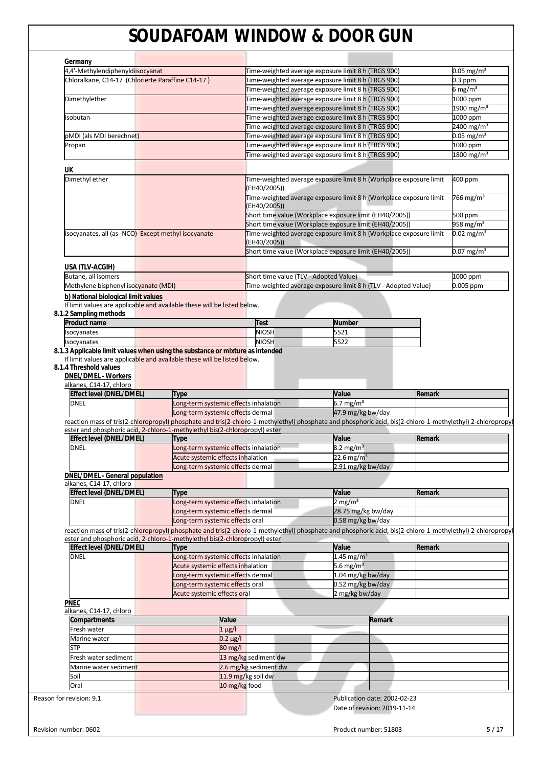**Germany**

| | | |
|---|---|---|
| 4,4'-Methylendiphenyldiisocyanat | Time-weighted average exposure limit 8 h (TRGS 900) | 0.05 mg/m³ |
| Chloralkane, C14-17 (Chlorierte Paraffine C14-17 ) | Time-weighted average exposure limit 8 h (TRGS 900) | 0.3 ppm |
| | Time-weighted average exposure limit 8 h (TRGS 900) | 6 mg/m³ |
| Dimethylether | Time-weighted average exposure limit 8 h (TRGS 900) | 1000 ppm |
| | Time-weighted average exposure limit 8 h (TRGS 900) | 1900 mg/m³ |
| Isobutan | Time-weighted average exposure limit 8 h (TRGS 900) | 1000 ppm |
| | Time-weighted average exposure limit 8 h (TRGS 900) | 2400 mg/m³ |
| pMDI (als MDI berechnet) | Time-weighted average exposure limit 8 h (TRGS 900) | 0.05 mg/m³ |
| Propan | Time-weighted average exposure limit 8 h (TRGS 900) | 1000 ppm |
| | Time-weighted average exposure limit 8 h (TRGS 900) | 1800 mg/m³ |

**UK**

| | | |
|---|---|---|
| Dimethyl ether | Time-weighted average exposure limit 8 h (Workplace exposure limit (EH40/2005)) | 400 ppm |
| | Time-weighted average exposure limit 8 h (Workplace exposure limit (EH40/2005)) | 766 mg/m³ |
| | Short time value (Workplace exposure limit (EH40/2005)) | 500 ppm |
| | Short time value (Workplace exposure limit (EH40/2005)) | 958 mg/m³ |
| Isocyanates, all (as -NCO) Except methyl isocyanate | Time-weighted average exposure limit 8 h (Workplace exposure limit (EH40/2005)) | 0.02 mg/m³ |
| | Short time value (Workplace exposure limit (EH40/2005)) | 0.07 mg/m³ |

**USA (TLV-ACGIH)**

| | | |
|---|---|---|
| Butane, all isomers | Short time value (TLV - Adopted Value) | 1000 ppm |
| Methylene bisphenyl isocyanate (MDI) | Time-weighted average exposure limit 8 h (TLV - Adopted Value) | 0.005 ppm |

**b) National biological limit values**

If limit values are applicable and available these will be listed below.

**8.1.2 Sampling methods**

| Product name | Test | Number |
|---|---|---|
| Isocyanates | NIOSH | 5521 |
| Isocyanates | NIOSH | 5522 |

**8.1.3 Applicable limit values when using the substance or mixture as intended**

If limit values are applicable and available these will be listed below.

**8.1.4 Threshold values**

**DNEL/DMEL - Workers**

alkanes, C14-17, chloro

| Effect level (DNEL/DMEL) | Type | Value | Remark |
|---|---|---|---|
| DNEL | Long-term systemic effects inhalation | 6.7 mg/m³ | |
| | Long-term systemic effects dermal | 47.9 mg/kg bw/day | |

reaction mass of tris(2-chloropropyl) phosphate and tris(2-chloro-1-methylethyl) phosphate and phosphoric acid, bis(2-chloro-1-methylethyl) 2-chloropropyl ester and phosphoric acid, 2-chloro-1-methylethyl bis(2-chloropropyl) ester

| Effect level (DNEL/DMEL) | Type | Value | Remark |
|---|---|---|---|
| DNEL | Long-term systemic effects inhalation | 8.2 mg/m³ | |
| | Acute systemic effects inhalation | 22.6 mg/m³ | |
| | Long-term systemic effects dermal | 2.91 mg/kg bw/day | |

**DNEL/DMEL - General population**

alkanes, C14-17, chloro

| Effect level (DNEL/DMEL) | Type | Value | Remark |
|---|---|---|---|
| DNEL | Long-term systemic effects inhalation | 2 mg/m³ | |
| | Long-term systemic effects dermal | 28.75 mg/kg bw/day | |
| | Long-term systemic effects oral | 0.58 mg/kg bw/day | |

reaction mass of tris(2-chloropropyl) phosphate and tris(2-chloro-1-methylethyl) phosphate and phosphoric acid, bis(2-chloro-1-methylethyl) 2-chloropropyl ester and phosphoric acid, 2-chloro-1-methylethyl bis(2-chloropropyl) ester

| Effect level (DNEL/DMEL) | Type | Value | Remark |
|---|---|---|---|
| DNEL | Long-term systemic effects inhalation | 1.45 mg/m³ | |
| | Acute systemic effects inhalation | 5.6 mg/m³ | |
| | Long-term systemic effects dermal | 1.04 mg/kg bw/day | |
| | Long-term systemic effects oral | 0.52 mg/kg bw/day | |
| | Acute systemic effects oral | 2 mg/kg bw/day | |

**PNEC**

alkanes, C14-17, chloro

| Compartments | Value | Remark |
|---|---|---|
| Fresh water | 1 µg/l | |
| Marine water | 0.2 µg/l | |
| STP | 80 mg/l | |
| Fresh water sediment | 13 mg/kg sediment dw | |
| Marine water sediment | 2.6 mg/kg sediment dw | |
| Soil | 11.9 mg/kg soil dw | |
| Oral | 10 mg/kg food | |

Reason for revision: 9.1

Publication date: 2002-02-23

Date of revision: 2019-11-14

Revision number: 0602

Product number: 51803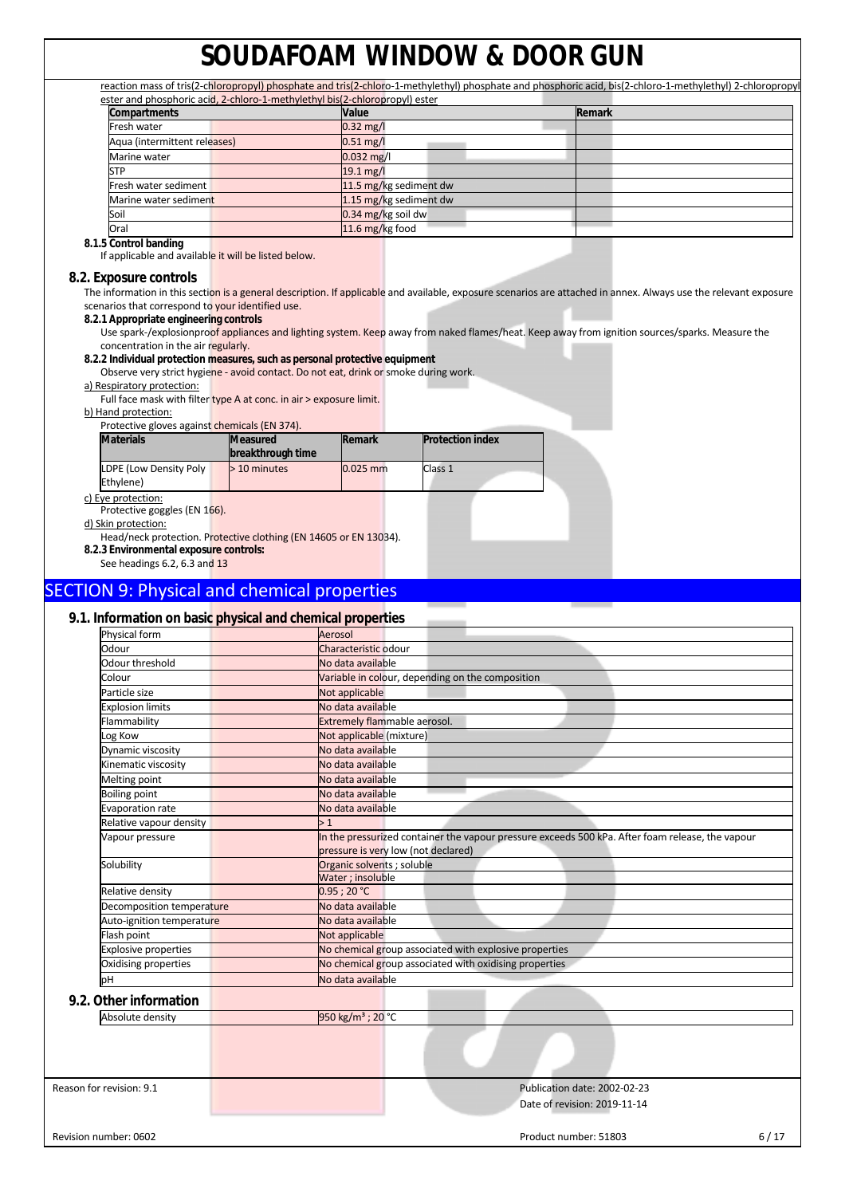reaction mass of tris(2-chloropropyl) phosphate and tris(2-chloro-1-methylethyl) phosphate and phosphoric acid, bis(2-chloro-1-methylethyl) 2-chloropropyl ester and phosphoric acid, 2-chloro-1-methylethyl bis(2-chloropropyl) ester

| Compartments | Value | Remark |
|---|---|---|
| Fresh water | 0.32 mg/l | |
| Aqua (intermittent releases) | 0.51 mg/l | |
| Marine water | 0.032 mg/l | |
| STP | 19.1 mg/l | |
| Fresh water sediment | 11.5 mg/kg sediment dw | |
| Marine water sediment | 1.15 mg/kg sediment dw | |
| Soil | 0.34 mg/kg soil dw | |
| Oral | 11.6 mg/kg food | |

**8.1.5 Control banding**

If applicable and available it will be listed below.

## 8.2. Exposure controls

The information in this section is a general description. If applicable and available, exposure scenarios are attached in annex. Always use the relevant exposure scenarios that correspond to your identified use.

**8.2.1 Appropriate engineering controls**

Use spark-/explosionproof appliances and lighting system. Keep away from naked flames/heat. Keep away from ignition sources/sparks. Measure the concentration in the air regularly.

**8.2.2 Individual protection measures, such as personal protective equipment**

Observe very strict hygiene - avoid contact. Do not eat, drink or smoke during work.

a) Respiratory protection:

Full face mask with filter type A at conc. in air > exposure limit.

b) Hand protection:

Protective gloves against chemicals (EN 374).

| Materials | Measured breakthrough time | Remark | Protection index |
|---|---|---|---|
| LDPE (Low Density Poly Ethylene) | > 10 minutes | 0.025 mm | Class 1 |

c) Eye protection:

Protective goggles (EN 166).

d) Skin protection:

Head/neck protection. Protective clothing (EN 14605 or EN 13034).

**8.2.3 Environmental exposure controls:**

See headings 6.2, 6.3 and 13

# SECTION 9: Physical and chemical properties

## 9.1. Information on basic physical and chemical properties

| Property | Value |
|---|---|
| Physical form | Aerosol |
| Odour | Characteristic odour |
| Odour threshold | No data available |
| Colour | Variable in colour, depending on the composition |
| Particle size | Not applicable |
| Explosion limits | No data available |
| Flammability | Extremely flammable aerosol. |
| Log Kow | Not applicable (mixture) |
| Dynamic viscosity | No data available |
| Kinematic viscosity | No data available |
| Melting point | No data available |
| Boiling point | No data available |
| Evaporation rate | No data available |
| Relative vapour density | > 1 |
| Vapour pressure | In the pressurized container the vapour pressure exceeds 500 kPa. After foam release, the vapour pressure is very low (not declared) |
| Solubility | Organic solvents ; soluble<br>Water ; insoluble |
| Relative density | 0.95 ; 20 °C |
| Decomposition temperature | No data available |
| Auto-ignition temperature | No data available |
| Flash point | Not applicable |
| Explosive properties | No chemical group associated with explosive properties |
| Oxidising properties | No chemical group associated with oxidising properties |
| pH | No data available |

## 9.2. Other information

| Property | Value |
|---|---|
| Absolute density | 950 kg/m³ ; 20 °C |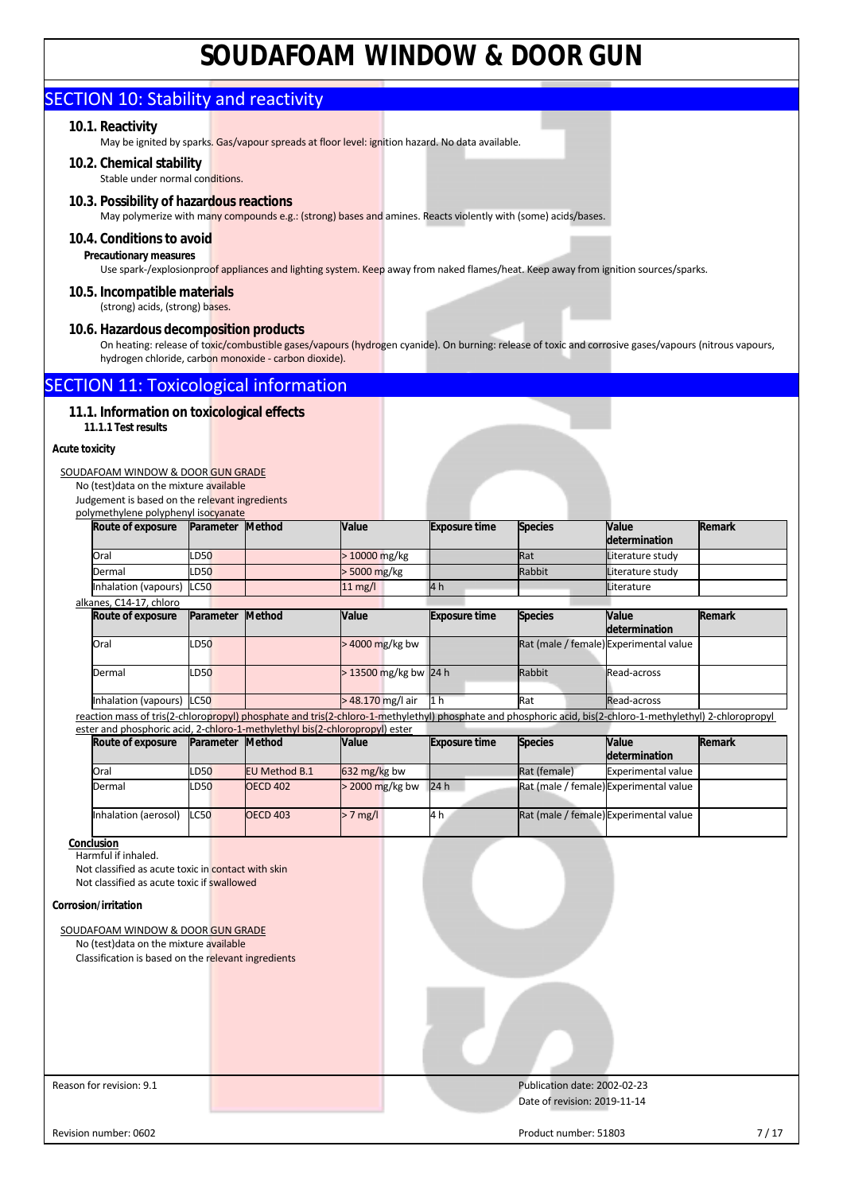## SECTION 10: Stability and reactivity

### 10.1. Reactivity

May be ignited by sparks. Gas/vapour spreads at floor level: ignition hazard. No data available.

### 10.2. Chemical stability

Stable under normal conditions.

### 10.3. Possibility of hazardous reactions

May polymerize with many compounds e.g.: (strong) bases and amines. Reacts violently with (some) acids/bases.

### 10.4. Conditions to avoid

**Precautionary measures**

Use spark-/explosionproof appliances and lighting system. Keep away from naked flames/heat. Keep away from ignition sources/sparks.

### 10.5. Incompatible materials

(strong) acids, (strong) bases.

### 10.6. Hazardous decomposition products

On heating: release of toxic/combustible gases/vapours (hydrogen cyanide). On burning: release of toxic and corrosive gases/vapours (nitrous vapours, hydrogen chloride, carbon monoxide - carbon dioxide).

## SECTION 11: Toxicological information

### 11.1. Information on toxicological effects

**11.1.1 Test results**

**Acute toxicity**

SOUDAFOAM WINDOW & DOOR GUN GRADE

No (test)data on the mixture available

Judgement is based on the relevant ingredients

polymethylene polyphenyl isocyanate

| Route of exposure | Parameter | Method | Value | Exposure time | Species | Value determination | Remark |
|---|---|---|---|---|---|---|---|
| Oral | LD50 | | > 10000 mg/kg | | Rat | Literature study | |
| Dermal | LD50 | | > 5000 mg/kg | | Rabbit | Literature study | |
| Inhalation (vapours) | LC50 | | 11 mg/l | 4 h | | Literature | |

alkanes, C14-17, chloro

| Route of exposure | Parameter | Method | Value | Exposure time | Species | Value determination | Remark |
|---|---|---|---|---|---|---|---|
| Oral | LD50 | | > 4000 mg/kg bw | | Rat (male / female) | Experimental value | |
| Dermal | LD50 | | > 13500 mg/kg bw | 24 h | Rabbit | Read-across | |
| Inhalation (vapours) | LC50 | | > 48.170 mg/l air | 1 h | Rat | Read-across | |

reaction mass of tris(2-chloropropyl) phosphate and tris(2-chloro-1-methylethyl) phosphate and phosphoric acid, bis(2-chloro-1-methylethyl) 2-chloropropyl ester and phosphoric acid, 2-chloro-1-methylethyl bis(2-chloropropyl) ester

| Route of exposure | Parameter | Method | Value | Exposure time | Species | Value determination | Remark |
|---|---|---|---|---|---|---|---|
| Oral | LD50 | EU Method B.1 | 632 mg/kg bw | | Rat (female) | Experimental value | |
| Dermal | LD50 | OECD 402 | > 2000 mg/kg bw | 24 h | Rat (male / female) | Experimental value | |
| Inhalation (aerosol) | LC50 | OECD 403 | > 7 mg/l | 4 h | Rat (male / female) | Experimental value | |

**Conclusion**

Harmful if inhaled.

Not classified as acute toxic in contact with skin

Not classified as acute toxic if swallowed

**Corrosion/irritation**

SOUDAFOAM WINDOW & DOOR GUN GRADE

No (test)data on the mixture available

Classification is based on the relevant ingredients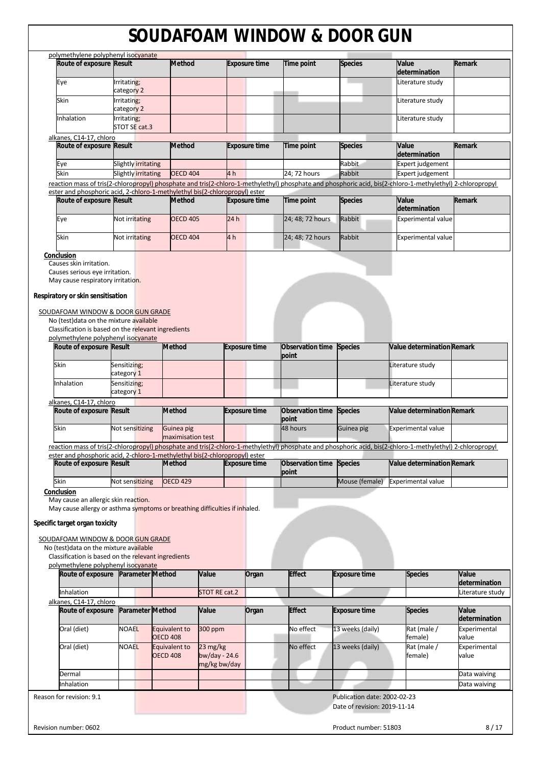polymethylene polyphenyl isocyanate

| Route of exposure | Result | Method | Exposure time | Time point | Species | Value determination | Remark |
|---|---|---|---|---|---|---|---|
| Eye | Irritating; category 2 | | | | | Literature study | |
| Skin | Irritating; category 2 | | | | | Literature study | |
| Inhalation | Irritating; STOT SE cat.3 | | | | | Literature study | |

alkanes, C14-17, chloro

| Route of exposure | Result | Method | Exposure time | Time point | Species | Value determination | Remark |
|---|---|---|---|---|---|---|---|
| Eye | Slightly irritating | | | | Rabbit | Expert judgement | |
| Skin | Slightly irritating | OECD 404 | 4 h | 24; 72 hours | Rabbit | Expert judgement | |

reaction mass of tris(2-chloropropyl) phosphate and tris(2-chloro-1-methylethyl) phosphate and phosphoric acid, bis(2-chloro-1-methylethyl) 2-chloropropyl ester and phosphoric acid, 2-chloro-1-methylethyl bis(2-chloropropyl) ester

| Route of exposure | Result | Method | Exposure time | Time point | Species | Value determination | Remark |
|---|---|---|---|---|---|---|---|
| Eye | Not irritating | OECD 405 | 24 h | 24; 48; 72 hours | Rabbit | Experimental value | |
| Skin | Not irritating | OECD 404 | 4 h | 24; 48; 72 hours | Rabbit | Experimental value | |

**Conclusion**

Causes skin irritation.
Causes serious eye irritation.
May cause respiratory irritation.

**Respiratory or skin sensitisation**

SOUDAFOAM WINDOW & DOOR GUN GRADE

No (test)data on the mixture available
Classification is based on the relevant ingredients

polymethylene polyphenyl isocyanate

| Route of exposure | Result | Method | Exposure time | Observation time point | Species | Value determination | Remark |
|---|---|---|---|---|---|---|---|
| Skin | Sensitizing; category 1 | | | | | Literature study | |
| Inhalation | Sensitizing; category 1 | | | | | Literature study | |

alkanes, C14-17, chloro

| Route of exposure | Result | Method | Exposure time | Observation time point | Species | Value determination | Remark |
|---|---|---|---|---|---|---|---|
| Skin | Not sensitizing | Guinea pig maximisation test | | 48 hours | Guinea pig | Experimental value | |

reaction mass of tris(2-chloropropyl) phosphate and tris(2-chloro-1-methylethyl) phosphate and phosphoric acid, bis(2-chloro-1-methylethyl) 2-chloropropyl ester and phosphoric acid, 2-chloro-1-methylethyl bis(2-chloropropyl) ester

| Route of exposure | Result | Method | Exposure time | Observation time point | Species | Value determination | Remark |
|---|---|---|---|---|---|---|---|
| Skin | Not sensitizing | OECD 429 | | | Mouse (female) | Experimental value | |

**Conclusion**

May cause an allergic skin reaction.
May cause allergy or asthma symptoms or breathing difficulties if inhaled.

**Specific target organ toxicity**

SOUDAFOAM WINDOW & DOOR GUN GRADE

No (test)data on the mixture available
Classification is based on the relevant ingredients

polymethylene polyphenyl isocyanate

| Route of exposure | Parameter | Method | Value | Organ | Effect | Exposure time | Species | Value determination |
|---|---|---|---|---|---|---|---|---|
| Inhalation | | | STOT RE cat.2 | | | | | Literature study |

alkanes, C14-17, chloro

| Route of exposure | Parameter | Method | Value | Organ | Effect | Exposure time | Species | Value determination |
|---|---|---|---|---|---|---|---|---|
| Oral (diet) | NOAEL | Equivalent to OECD 408 | 300 ppm | | No effect | 13 weeks (daily) | Rat (male / female) | Experimental value |
| Oral (diet) | NOAEL | Equivalent to OECD 408 | 23 mg/kg bw/day - 24.6 mg/kg bw/day | | No effect | 13 weeks (daily) | Rat (male / female) | Experimental value |
| Dermal | | | | | | | | Data waiving |
| Inhalation | | | | | | | | Data waiving |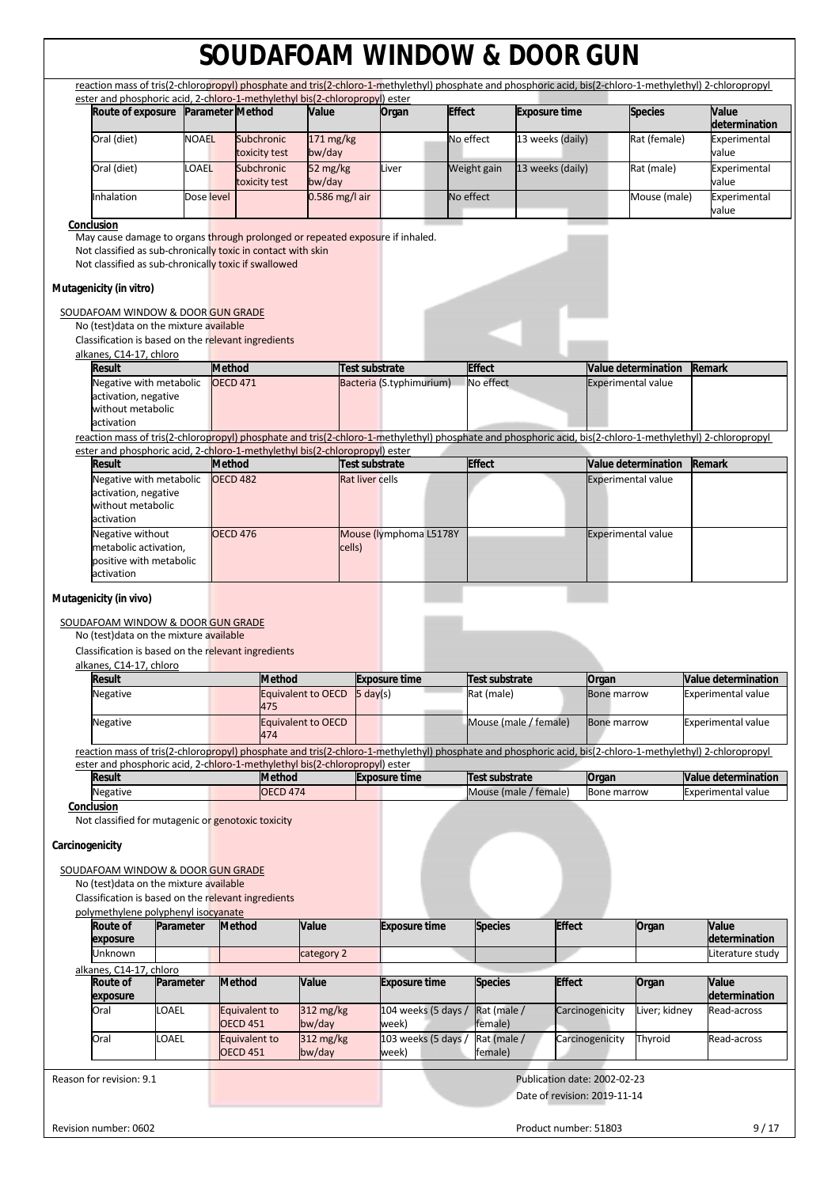reaction mass of tris(2-chloropropyl) phosphate and tris(2-chloro-1-methylethyl) phosphate and phosphoric acid, bis(2-chloro-1-methylethyl) 2-chloropropyl ester and phosphoric acid, 2-chloro-1-methylethyl bis(2-chloropropyl) ester

| Route of exposure | Parameter | Method | Value | Organ | Effect | Exposure time | Species | Value determination |
|---|---|---|---|---|---|---|---|---|
| Oral (diet) | NOAEL | Subchronic toxicity test | 171 mg/kg bw/day | | No effect | 13 weeks (daily) | Rat (female) | Experimental value |
| Oral (diet) | LOAEL | Subchronic toxicity test | 52 mg/kg bw/day | Liver | Weight gain | 13 weeks (daily) | Rat (male) | Experimental value |
| Inhalation | Dose level | | 0.586 mg/l air | | No effect | | Mouse (male) | Experimental value |

**Conclusion**

May cause damage to organs through prolonged or repeated exposure if inhaled.
Not classified as sub-chronically toxic in contact with skin
Not classified as sub-chronically toxic if swallowed

**Mutagenicity (in vitro)**

SOUDAFOAM WINDOW & DOOR GUN GRADE

No (test)data on the mixture available
Classification is based on the relevant ingredients

alkanes, C14-17, chloro

| Result | Method | Test substrate | Effect | Value determination | Remark |
|---|---|---|---|---|---|
| Negative with metabolic activation, negative without metabolic activation | OECD 471 | Bacteria (S.typhimurium) | No effect | Experimental value | |

reaction mass of tris(2-chloropropyl) phosphate and tris(2-chloro-1-methylethyl) phosphate and phosphoric acid, bis(2-chloro-1-methylethyl) 2-chloropropyl ester and phosphoric acid, 2-chloro-1-methylethyl bis(2-chloropropyl) ester

| Result | Method | Test substrate | Effect | Value determination | Remark |
|---|---|---|---|---|---|
| Negative with metabolic activation, negative without metabolic activation | OECD 482 | Rat liver cells | | Experimental value | |
| Negative without metabolic activation, positive with metabolic activation | OECD 476 | Mouse (lymphoma L5178Y cells) | | Experimental value | |

**Mutagenicity (in vivo)**

SOUDAFOAM WINDOW & DOOR GUN GRADE

No (test)data on the mixture available
Classification is based on the relevant ingredients

alkanes, C14-17, chloro

| Result | Method | Exposure time | Test substrate | Organ | Value determination |
|---|---|---|---|---|---|
| Negative | Equivalent to OECD 475 | 5 day(s) | Rat (male) | Bone marrow | Experimental value |
| Negative | Equivalent to OECD 474 | | Mouse (male / female) | Bone marrow | Experimental value |

reaction mass of tris(2-chloropropyl) phosphate and tris(2-chloro-1-methylethyl) phosphate and phosphoric acid, bis(2-chloro-1-methylethyl) 2-chloropropyl ester and phosphoric acid, 2-chloro-1-methylethyl bis(2-chloropropyl) ester

| Result | Method | Exposure time | Test substrate | Organ | Value determination |
|---|---|---|---|---|---|
| Negative | OECD 474 | | Mouse (male / female) | Bone marrow | Experimental value |

**Conclusion**

Not classified for mutagenic or genotoxic toxicity

**Carcinogenicity**

SOUDAFOAM WINDOW & DOOR GUN GRADE

No (test)data on the mixture available
Classification is based on the relevant ingredients

polymethylene polyphenyl isocyanate

| Route of exposure | Parameter | Method | Value | Exposure time | Species | Effect | Organ | Value determination |
|---|---|---|---|---|---|---|---|---|
| Unknown | | | category 2 | | | | | Literature study |

alkanes, C14-17, chloro

| Route of exposure | Parameter | Method | Value | Exposure time | Species | Effect | Organ | Value determination |
|---|---|---|---|---|---|---|---|---|
| Oral | LOAEL | Equivalent to OECD 451 | 312 mg/kg bw/day | 104 weeks (5 days / week) | Rat (male / female) | Carcinogenicity | Liver; kidney | Read-across |
| Oral | LOAEL | Equivalent to OECD 451 | 312 mg/kg bw/day | 103 weeks (5 days / week) | Rat (male / female) | Carcinogenicity | Thyroid | Read-across |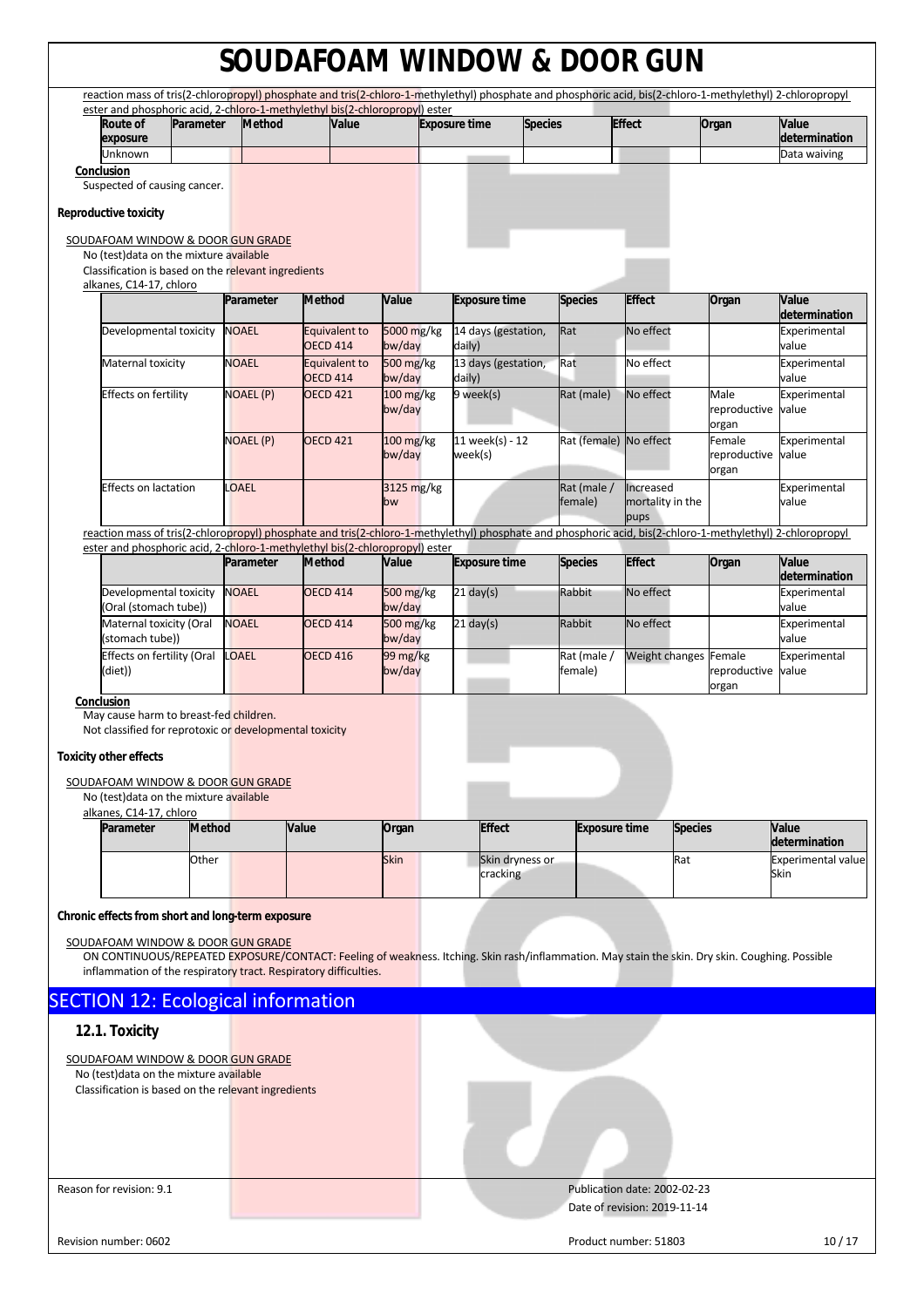reaction mass of tris(2-chloropropyl) phosphate and tris(2-chloro-1-methylethyl) phosphate and phosphoric acid, bis(2-chloro-1-methylethyl) 2-chloropropyl ester and phosphoric acid, 2-chloro-1-methylethyl bis(2-chloropropyl) ester

| Route of exposure | Parameter | Method | Value | Exposure time | Species | Effect | Organ | Value determination |
|---|---|---|---|---|---|---|---|---|
| Unknown | | | | | | | | Data waiving |

**Conclusion**

Suspected of causing cancer.

### Reproductive toxicity

SOUDAFOAM WINDOW & DOOR GUN GRADE

No (test)data on the mixture available

Classification is based on the relevant ingredients

alkanes, C14-17, chloro

| | Parameter | Method | Value | Exposure time | Species | Effect | Organ | Value determination |
|---|---|---|---|---|---|---|---|---|
| Developmental toxicity | NOAEL | Equivalent to OECD 414 | 5000 mg/kg bw/day | 14 days (gestation, daily) | Rat | No effect | | Experimental value |
| Maternal toxicity | NOAEL | Equivalent to OECD 414 | 500 mg/kg bw/day | 13 days (gestation, daily) | Rat | No effect | | Experimental value |
| Effects on fertility | NOAEL (P) | OECD 421 | 100 mg/kg bw/day | 9 week(s) | Rat (male) | No effect | Male reproductive organ | Experimental value |
| | NOAEL (P) | OECD 421 | 100 mg/kg bw/day | 11 week(s) - 12 week(s) | Rat (female) | No effect | Female reproductive organ | Experimental value |
| Effects on lactation | LOAEL | | 3125 mg/kg bw | | Rat (male / female) | Increased mortality in the pups | | Experimental value |

reaction mass of tris(2-chloropropyl) phosphate and tris(2-chloro-1-methylethyl) phosphate and phosphoric acid, bis(2-chloro-1-methylethyl) 2-chloropropyl ester and phosphoric acid, 2-chloro-1-methylethyl bis(2-chloropropyl) ester

| | Parameter | Method | Value | Exposure time | Species | Effect | Organ | Value determination |
|---|---|---|---|---|---|---|---|---|
| Developmental toxicity (Oral (stomach tube)) | NOAEL | OECD 414 | 500 mg/kg bw/day | 21 day(s) | Rabbit | No effect | | Experimental value |
| Maternal toxicity (Oral (stomach tube)) | NOAEL | OECD 414 | 500 mg/kg bw/day | 21 day(s) | Rabbit | No effect | | Experimental value |
| Effects on fertility (Oral (diet)) | LOAEL | OECD 416 | 99 mg/kg bw/day | | Rat (male / female) | Weight changes | Female reproductive organ | Experimental value |

**Conclusion**

May cause harm to breast-fed children.

Not classified for reprotoxic or developmental toxicity

### Toxicity other effects

SOUDAFOAM WINDOW & DOOR GUN GRADE

No (test)data on the mixture available

alkanes, C14-17, chloro

| Parameter | Method | Value | Organ | Effect | Exposure time | Species | Value determination |
|---|---|---|---|---|---|---|---|
| | Other | | Skin | Skin dryness or cracking | | Rat | Experimental value Skin |

### Chronic effects from short and long-term exposure

SOUDAFOAM WINDOW & DOOR GUN GRADE

ON CONTINUOUS/REPEATED EXPOSURE/CONTACT: Feeling of weakness. Itching. Skin rash/inflammation. May stain the skin. Dry skin. Coughing. Possible inflammation of the respiratory tract. Respiratory difficulties.

## SECTION 12: Ecological information

### 12.1. Toxicity

SOUDAFOAM WINDOW & DOOR GUN GRADE

No (test)data on the mixture available

Classification is based on the relevant ingredients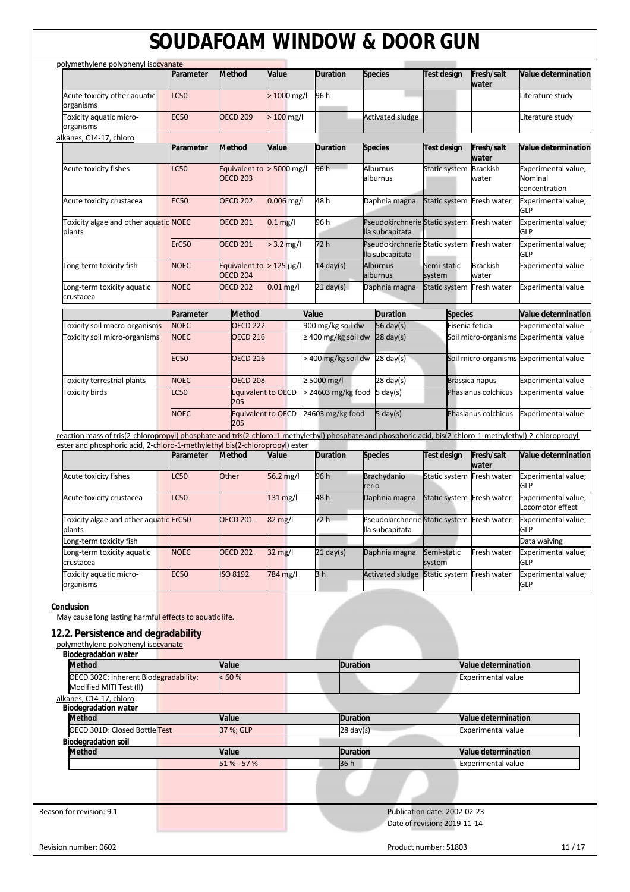polymethylene polyphenyl isocyanate

| | Parameter | Method | Value | Duration | Species | Test design | Fresh/salt water | Value determination |
|---|---|---|---|---|---|---|---|---|
| Acute toxicity other aquatic organisms | LC50 | | > 1000 mg/l | 96 h | | | | Literature study |
| Toxicity aquatic micro-organisms | EC50 | OECD 209 | > 100 mg/l | | Activated sludge | | | Literature study |

alkanes, C14-17, chloro

| | Parameter | Method | Value | Duration | Species | Test design | Fresh/salt water | Value determination |
|---|---|---|---|---|---|---|---|---|
| Acute toxicity fishes | LC50 | Equivalent to OECD 203 | > 5000 mg/l | 96 h | Alburnus alburnus | Static system | Brackish water | Experimental value; Nominal concentration |
| Acute toxicity crustacea | EC50 | OECD 202 | 0.006 mg/l | 48 h | Daphnia magna | Static system | Fresh water | Experimental value; GLP |
| Toxicity algae and other aquatic plants | NOEC | OECD 201 | 0.1 mg/l | 96 h | Pseudokirchnerie lla subcapitata | Static system | Fresh water | Experimental value; GLP |
| | ErC50 | OECD 201 | > 3.2 mg/l | 72 h | Pseudokirchnerie lla subcapitata | Static system | Fresh water | Experimental value; GLP |
| Long-term toxicity fish | NOEC | Equivalent to OECD 204 | > 125 µg/l | 14 day(s) | Alburnus alburnus | Semi-static system | Brackish water | Experimental value |
| Long-term toxicity aquatic crustacea | NOEC | OECD 202 | 0.01 mg/l | 21 day(s) | Daphnia magna | Static system | Fresh water | Experimental value |

| | Parameter | Method | Value | Duration | Species | Value determination |
|---|---|---|---|---|---|---|
| Toxicity soil macro-organisms | NOEC | OECD 222 | 900 mg/kg soil dw | 56 day(s) | Eisenia fetida | Experimental value |
| Toxicity soil micro-organisms | NOEC | OECD 216 | ≥ 400 mg/kg soil dw | 28 day(s) | Soil micro-organisms | Experimental value |
| | EC50 | OECD 216 | > 400 mg/kg soil dw | 28 day(s) | Soil micro-organisms | Experimental value |
| Toxicity terrestrial plants | NOEC | OECD 208 | ≥ 5000 mg/l | 28 day(s) | Brassica napus | Experimental value |
| Toxicity birds | LC50 | Equivalent to OECD 205 | > 24603 mg/kg food | 5 day(s) | Phasianus colchicus | Experimental value |
| | NOEC | Equivalent to OECD 205 | 24603 mg/kg food | 5 day(s) | Phasianus colchicus | Experimental value |

reaction mass of tris(2-chloropropyl) phosphate and tris(2-chloro-1-methylethyl) phosphate and phosphoric acid, bis(2-chloro-1-methylethyl) 2-chloropropyl ester and phosphoric acid, 2-chloro-1-methylethyl bis(2-chloropropyl) ester

| | Parameter | Method | Value | Duration | Species | Test design | Fresh/salt water | Value determination |
|---|---|---|---|---|---|---|---|---|
| Acute toxicity fishes | LC50 | Other | 56.2 mg/l | 96 h | Brachydanio rerio | Static system | Fresh water | Experimental value; GLP |
| Acute toxicity crustacea | LC50 | | 131 mg/l | 48 h | Daphnia magna | Static system | Fresh water | Experimental value; Locomotor effect |
| Toxicity algae and other aquatic plants | ErC50 | OECD 201 | 82 mg/l | 72 h | Pseudokirchnerie lla subcapitata | Static system | Fresh water | Experimental value; GLP |
| Long-term toxicity fish | | | | | | | | Data waiving |
| Long-term toxicity aquatic crustacea | NOEC | OECD 202 | 32 mg/l | 21 day(s) | Daphnia magna | Semi-static system | Fresh water | Experimental value; GLP |
| Toxicity aquatic micro-organisms | EC50 | ISO 8192 | 784 mg/l | 3 h | Activated sludge | Static system | Fresh water | Experimental value; GLP |

**Conclusion**

May cause long lasting harmful effects to aquatic life.

## 12.2. Persistence and degradability

polymethylene polyphenyl isocyanate

**Biodegradation water**

| Method | Value | Duration | Value determination |
|---|---|---|---|
| OECD 302C: Inherent Biodegradability: Modified MITI Test (II) | < 60 % | | Experimental value |

alkanes, C14-17, chloro

**Biodegradation water**

| Method | Value | Duration | Value determination |
|---|---|---|---|
| OECD 301D: Closed Bottle Test | 37 %; GLP | 28 day(s) | Experimental value |

**Biodegradation soil**

| Method | Value | Duration | Value determination |
|---|---|---|---|
| | 51 % - 57 % | 36 h | Experimental value |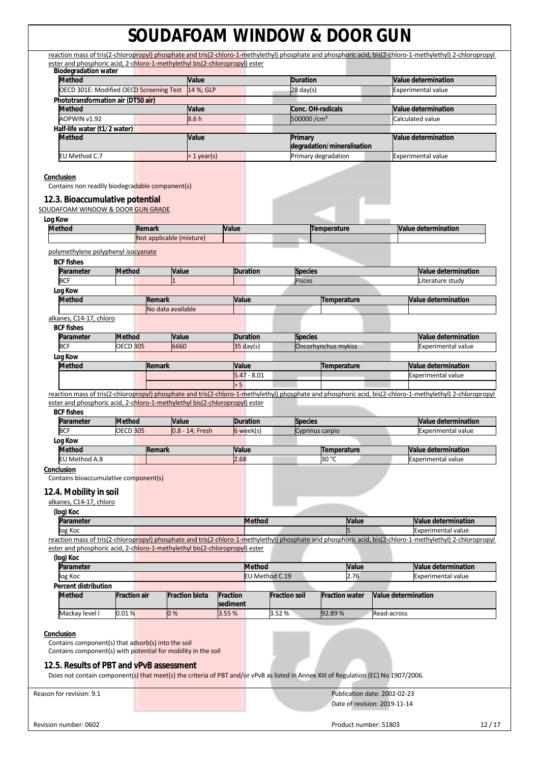reaction mass of tris(2-chloropropyl) phosphate and tris(2-chloro-1-methylethyl) phosphate and phosphoric acid, bis(2-chloro-1-methylethyl) 2-chloropropyl ester and phosphoric acid, 2-chloro-1-methylethyl bis(2-chloropropyl) ester

**Biodegradation water**

| Method | Value | Duration | Value determination |
|---|---|---|---|
| OECD 301E: Modified OECD Screening Test | 14 %; GLP | 28 day(s) | Experimental value |

**Phototransformation air (DT50 air)**

| Method | Value | Conc. OH-radicals | Value determination |
|---|---|---|---|
| AOPWIN v1.92 | 8.6 h | 500000 /cm³ | Calculated value |

**Half-life water (t1/2 water)**

| Method | Value | Primary degradation/mineralisation | Value determination |
|---|---|---|---|
| EU Method C.7 | > 1 year(s) | Primary degradation | Experimental value |

**Conclusion**

Contains non readily biodegradable component(s)

## 12.3. Bioaccumulative potential

SOUDAFOAM WINDOW & DOOR GUN GRADE

**Log Kow**

| Method | Remark | Value | Temperature | Value determination |
|---|---|---|---|---|
| | Not applicable (mixture) | | | |

polymethylene polyphenyl isocyanate

**BCF fishes**

| Parameter | Method | Value | Duration | Species | Value determination |
|---|---|---|---|---|---|
| BCF | | 1 | | Pisces | Literature study |

**Log Kow**

| Method | Remark | Value | Temperature | Value determination |
|---|---|---|---|---|
| | No data available | | | |

alkanes, C14-17, chloro

**BCF fishes**

| Parameter | Method | Value | Duration | Species | Value determination |
|---|---|---|---|---|---|
| BCF | OECD 305 | 6660 | 35 day(s) | Oncorhynchus mykiss | Experimental value |

**Log Kow**

| Method | Remark | Value | Temperature | Value determination |
|---|---|---|---|---|
| | | 5.47 - 8.01 | | Experimental value |
| | | > 5 | | |

reaction mass of tris(2-chloropropyl) phosphate and tris(2-chloro-1-methylethyl) phosphate and phosphoric acid, bis(2-chloro-1-methylethyl) 2-chloropropyl ester and phosphoric acid, 2-chloro-1-methylethyl bis(2-chloropropyl) ester

**BCF fishes**

| Parameter | Method | Value | Duration | Species | Value determination |
|---|---|---|---|---|---|
| BCF | OECD 305 | 0.8 - 14; Fresh | 6 week(s) | Cyprinus carpio | Experimental value |

**Log Kow**

| Method | Remark | Value | Temperature | Value determination |
|---|---|---|---|---|
| EU Method A.8 | | 2.68 | 30 °C | Experimental value |

**Conclusion**

Contains bioaccumulative component(s)

## 12.4. Mobility in soil

alkanes, C14-17, chloro

**(log) Koc**

| Parameter | Method | Value | Value determination |
|---|---|---|---|
| log Koc | | 5 | Experimental value |

reaction mass of tris(2-chloropropyl) phosphate and tris(2-chloro-1-methylethyl) phosphate and phosphoric acid, bis(2-chloro-1-methylethyl) 2-chloropropyl ester and phosphoric acid, 2-chloro-1-methylethyl bis(2-chloropropyl) ester

**(log) Koc**

| Parameter | Method | Value | Value determination |
|---|---|---|---|
| log Koc | EU Method C.19 | 2.76 | Experimental value |

**Percent distribution**

| Method | Fraction air | Fraction biota | Fraction sediment | Fraction soil | Fraction water | Value determination |
|---|---|---|---|---|---|---|
| Mackay level I | 0.01 % | 0 % | 3.55 % | 3.52 % | 92.89 % | Read-across |

**Conclusion**

Contains component(s) that adsorb(s) into the soil
Contains component(s) with potential for mobility in the soil

## 12.5. Results of PBT and vPvB assessment

Does not contain component(s) that meet(s) the criteria of PBT and/or vPvB as listed in Annex XIII of Regulation (EC) No 1907/2006.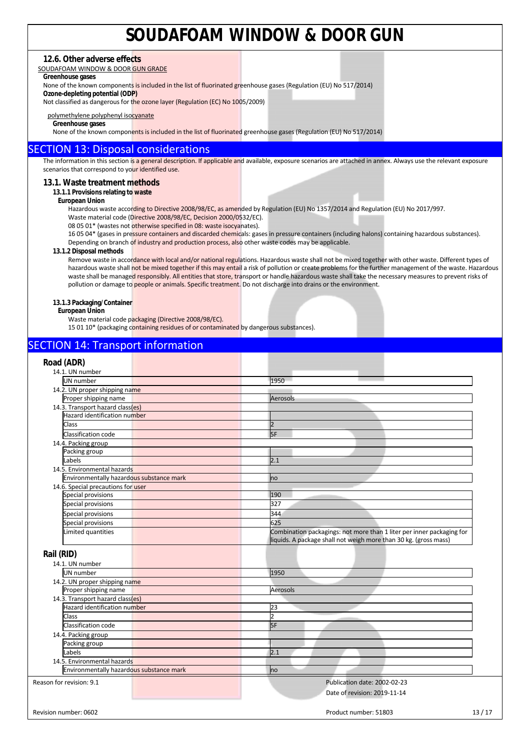## 12.6. Other adverse effects

SOUDAFOAM WINDOW & DOOR GUN GRADE

**Greenhouse gases**

None of the known components is included in the list of fluorinated greenhouse gases (Regulation (EU) No 517/2014)

**Ozone-depleting potential (ODP)**

Not classified as dangerous for the ozone layer (Regulation (EC) No 1005/2009)

polymethylene polyphenyl isocyanate

**Greenhouse gases**

None of the known components is included in the list of fluorinated greenhouse gases (Regulation (EU) No 517/2014)

# SECTION 13: Disposal considerations

The information in this section is a general description. If applicable and available, exposure scenarios are attached in annex. Always use the relevant exposure scenarios that correspond to your identified use.

## 13.1. Waste treatment methods

### 13.1.1 Provisions relating to waste

**European Union**

Hazardous waste according to Directive 2008/98/EC, as amended by Regulation (EU) No 1357/2014 and Regulation (EU) No 2017/997.
Waste material code (Directive 2008/98/EC, Decision 2000/0532/EC).
08 05 01* (wastes not otherwise specified in 08: waste isocyanates).
16 05 04* (gases in pressure containers and discarded chemicals: gases in pressure containers (including halons) containing hazardous substances).
Depending on branch of industry and production process, also other waste codes may be applicable.

### 13.1.2 Disposal methods

Remove waste in accordance with local and/or national regulations. Hazardous waste shall not be mixed together with other waste. Different types of hazardous waste shall not be mixed together if this may entail a risk of pollution or create problems for the further management of the waste. Hazardous waste shall be managed responsibly. All entities that store, transport or handle hazardous waste shall take the necessary measures to prevent risks of pollution or damage to people or animals. Specific treatment. Do not discharge into drains or the environment.

### 13.1.3 Packaging/Container

**European Union**

Waste material code packaging (Directive 2008/98/EC).
15 01 10* (packaging containing residues of or contaminated by dangerous substances).

# SECTION 14: Transport information

## Road (ADR)

| | |
|---|---|
| **14.1. UN number** | |
| UN number | 1950 |
| **14.2. UN proper shipping name** | |
| Proper shipping name | Aerosols |
| **14.3. Transport hazard class(es)** | |
| Hazard identification number | |
| Class | 2 |
| Classification code | 5F |
| **14.4. Packing group** | |
| Packing group | |
| Labels | 2.1 |
| **14.5. Environmental hazards** | |
| Environmentally hazardous substance mark | no |
| **14.6. Special precautions for user** | |
| Special provisions | 190 |
| Special provisions | 327 |
| Special provisions | 344 |
| Special provisions | 625 |
| Limited quantities | Combination packagings: not more than 1 liter per inner packaging for liquids. A package shall not weigh more than 30 kg. (gross mass) |

## Rail (RID)

| | |
|---|---|
| **14.1. UN number** | |
| UN number | 1950 |
| **14.2. UN proper shipping name** | |
| Proper shipping name | Aerosols |
| **14.3. Transport hazard class(es)** | |
| Hazard identification number | 23 |
| Class | 2 |
| Classification code | 5F |
| **14.4. Packing group** | |
| Packing group | |
| Labels | 2.1 |
| **14.5. Environmental hazards** | |
| Environmentally hazardous substance mark | no |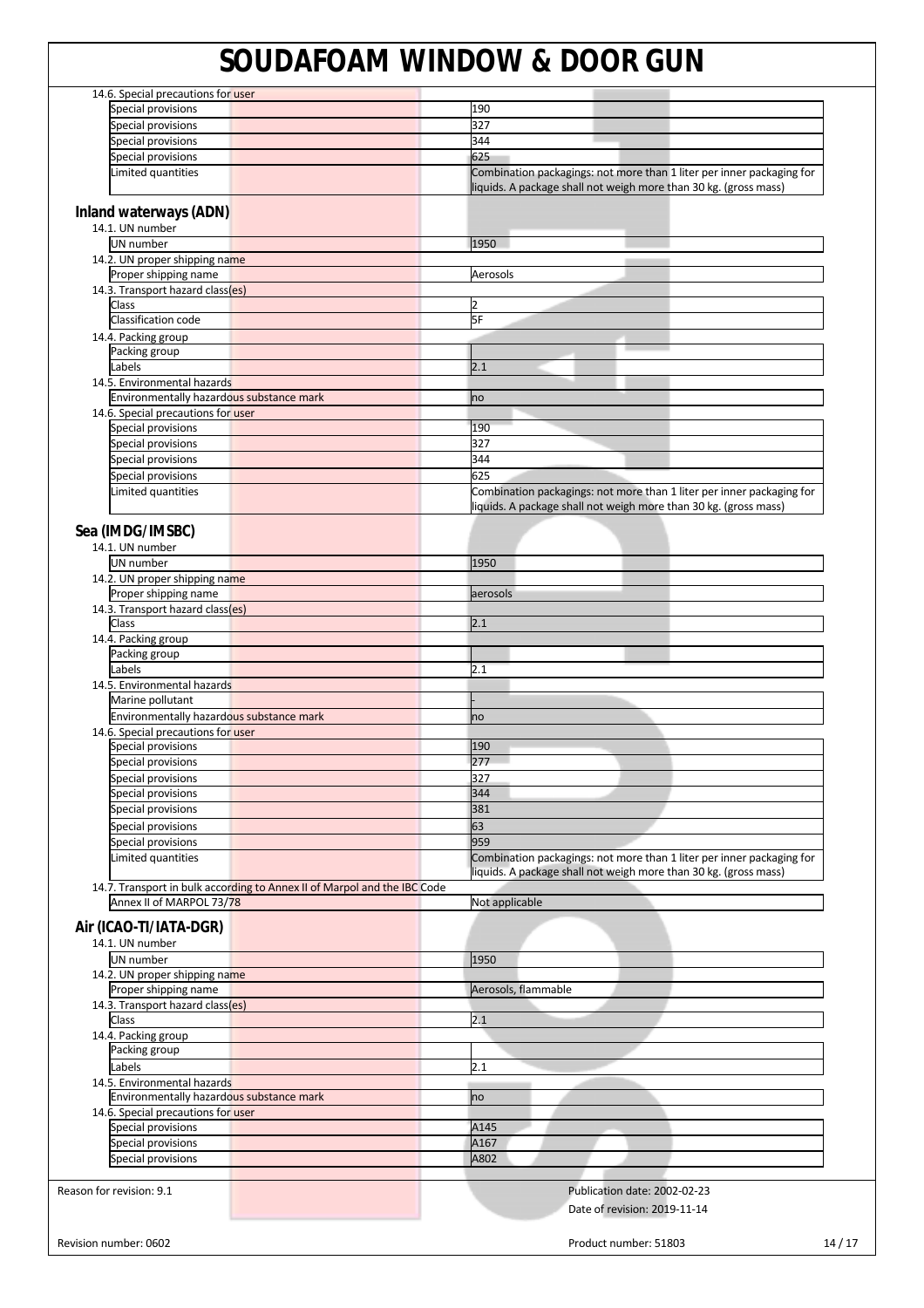14.6. Special precautions for user

| | |
|---|---|
| Special provisions | 190 |
| Special provisions | 327 |
| Special provisions | 344 |
| Special provisions | 625 |
| Limited quantities | Combination packagings: not more than 1 liter per inner packaging for liquids. A package shall not weigh more than 30 kg. (gross mass) |

## Inland waterways (ADN)

14.1. UN number

| | |
|---|---|
| UN number | 1950 |

14.2. UN proper shipping name

| | |
|---|---|
| Proper shipping name | Aerosols |

14.3. Transport hazard class(es)

| | |
|---|---|
| Class | 2 |
| Classification code | 5F |

14.4. Packing group

| | |
|---|---|
| Packing group | |
| Labels | 2.1 |

14.5. Environmental hazards

| | |
|---|---|
| Environmentally hazardous substance mark | no |

14.6. Special precautions for user

| | |
|---|---|
| Special provisions | 190 |
| Special provisions | 327 |
| Special provisions | 344 |
| Special provisions | 625 |
| Limited quantities | Combination packagings: not more than 1 liter per inner packaging for liquids. A package shall not weigh more than 30 kg. (gross mass) |

## Sea (IMDG/IMSBC)

14.1. UN number

| | |
|---|---|
| UN number | 1950 |

14.2. UN proper shipping name

| | |
|---|---|
| Proper shipping name | aerosols |

14.3. Transport hazard class(es)

| | |
|---|---|
| Class | 2.1 |

14.4. Packing group

| | |
|---|---|
| Packing group | |
| Labels | 2.1 |

14.5. Environmental hazards

| | |
|---|---|
| Marine pollutant | - |
| Environmentally hazardous substance mark | no |

14.6. Special precautions for user

| | |
|---|---|
| Special provisions | 190 |
| Special provisions | 277 |
| Special provisions | 327 |
| Special provisions | 344 |
| Special provisions | 381 |
| Special provisions | 63 |
| Special provisions | 959 |
| Limited quantities | Combination packagings: not more than 1 liter per inner packaging for liquids. A package shall not weigh more than 30 kg. (gross mass) |

14.7. Transport in bulk according to Annex II of Marpol and the IBC Code

| | |
|---|---|
| Annex II of MARPOL 73/78 | Not applicable |

## Air (ICAO-TI/IATA-DGR)

14.1. UN number

| | |
|---|---|
| UN number | 1950 |

14.2. UN proper shipping name

| | |
|---|---|
| Proper shipping name | Aerosols, flammable |

14.3. Transport hazard class(es)

| | |
|---|---|
| Class | 2.1 |

14.4. Packing group

| | |
|---|---|
| Packing group | |
| Labels | 2.1 |

14.5. Environmental hazards

| | |
|---|---|
| Environmentally hazardous substance mark | no |

14.6. Special precautions for user

| | |
|---|---|
| Special provisions | A145 |
| Special provisions | A167 |
| Special provisions | A802 |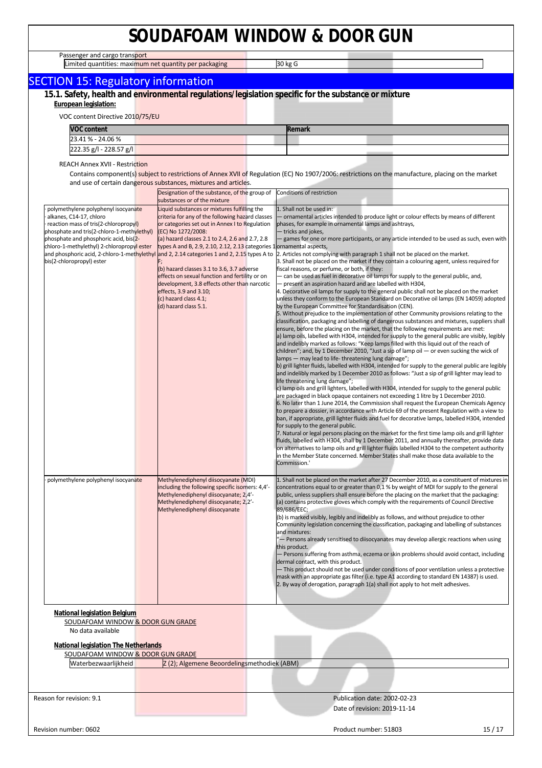Passenger and cargo transport

| Limited quantities: maximum net quantity per packaging | 30 kg G |
|---|---|

## SECTION 15: Regulatory information

### 15.1. Safety, health and environmental regulations/legislation specific for the substance or mixture

**European legislation:**

VOC content Directive 2010/75/EU

| VOC content | Remark |
|---|---|
| 23.41 % - 24.06 % | |
| 222.35 g/l - 228.57 g/l | |

REACH Annex XVII - Restriction

Contains component(s) subject to restrictions of Annex XVII of Regulation (EC) No 1907/2006: restrictions on the manufacture, placing on the market and use of certain dangerous substances, mixtures and articles.

| | Designation of the substance, of the group of substances or of the mixture | Conditions of restriction |
|---|---|---|
| · polymethylene polyphenyl isocyanate<br>· alkanes, C14-17, chloro<br>· reaction mass of tris(2-chloropropyl) phosphate and tris(2-chloro-1-methylethyl) phosphate and phosphoric acid, bis(2-chloro-1-methylethyl) 2-chloropropyl ester and phosphoric acid, 2-chloro-1-methylethyl bis(2-chloropropyl) ester | Liquid substances or mixtures fulfilling the criteria for any of the following hazard classes or categories set out in Annex I to Regulation (EC) No 1272/2008:<br>(a) hazard classes 2.1 to 2.4, 2.6 and 2.7, 2.8 types A and B, 2.9, 2.10, 2.12, 2.13 categories 1 and 2, 2.14 categories 1 and 2, 2.15 types A to F;<br>(b) hazard classes 3.1 to 3.6, 3.7 adverse effects on sexual function and fertility or on development, 3.8 effects other than narcotic effects, 3.9 and 3.10;<br>(c) hazard class 4.1;<br>(d) hazard class 5.1. | 1. Shall not be used in:<br>— ornamental articles intended to produce light or colour effects by means of different phases, for example in ornamental lamps and ashtrays,<br>— tricks and jokes,<br>— games for one or more participants, or any article intended to be used as such, even with ornamental aspects,<br>2. Articles not complying with paragraph 1 shall not be placed on the market.<br>3. Shall not be placed on the market if they contain a colouring agent, unless required for fiscal reasons, or perfume, or both, if they:<br>— can be used as fuel in decorative oil lamps for supply to the general public, and,<br>— present an aspiration hazard and are labelled with H304,<br>4. Decorative oil lamps for supply to the general public shall not be placed on the market unless they conform to the European Standard on Decorative oil lamps (EN 14059) adopted by the European Committee for Standardisation (CEN).<br>5. Without prejudice to the implementation of other Community provisions relating to the classification, packaging and labelling of dangerous substances and mixtures, suppliers shall ensure, before the placing on the market, that the following requirements are met:<br>a) lamp oils, labelled with H304, intended for supply to the general public are visibly, legibly and indelibly marked as follows: "Keep lamps filled with this liquid out of the reach of children"; and, by 1 December 2010, "Just a sip of lamp oil — or even sucking the wick of lamps — may lead to life- threatening lung damage";<br>b) grill lighter fluids, labelled with H304, intended for supply to the general public are legibly and indelibly marked by 1 December 2010 as follows: "Just a sip of grill lighter may lead to life threatening lung damage";<br>c) lamp oils and grill lighters, labelled with H304, intended for supply to the general public are packaged in black opaque containers not exceeding 1 litre by 1 December 2010.<br>6. No later than 1 June 2014, the Commission shall request the European Chemicals Agency to prepare a dossier, in accordance with Article 69 of the present Regulation with a view to ban, if appropriate, grill lighter fluids and fuel for decorative lamps, labelled H304, intended for supply to the general public.<br>7. Natural or legal persons placing on the market for the first time lamp oils and grill lighter fluids, labelled with H304, shall by 1 December 2011, and annually thereafter, provide data on alternatives to lamp oils and grill lighter fluids labelled H304 to the competent authority in the Member State concerned. Member States shall make those data available to the Commission.' |
| · polymethylene polyphenyl isocyanate | Methylenediphenyl diisocyanate (MDI) including the following specific isomers: 4,4'-Methylenediphenyl diisocyanate; 2,4'-Methylenediphenyl diisocyanate; 2,2'-Methylenediphenyl diisocyanate | 1. Shall not be placed on the market after 27 December 2010, as a constituent of mixtures in concentrations equal to or greater than 0,1 % by weight of MDI for supply to the general public, unless suppliers shall ensure before the placing on the market that the packaging:<br>(a) contains protective gloves which comply with the requirements of Council Directive 89/686/EEC;<br>(b) is marked visibly, legibly and indelibly as follows, and without prejudice to other Community legislation concerning the classification, packaging and labelling of substances and mixtures:<br>"— Persons already sensitised to diisocyanates may develop allergic reactions when using this product.<br>— Persons suffering from asthma, eczema or skin problems should avoid contact, including dermal contact, with this product.<br>— This product should not be used under conditions of poor ventilation unless a protective mask with an appropriate gas filter (i.e. type A1 according to standard EN 14387) is used.<br>2. By way of derogation, paragraph 1(a) shall not apply to hot melt adhesives. |

**National legislation Belgium**

SOUDAFOAM WINDOW & DOOR GUN GRADE

No data available

**National legislation The Netherlands**

SOUDAFOAM WINDOW & DOOR GUN GRADE

| Waterbezwaarlijkheid | Z (2); Algemene Beoordelingsmethodiek (ABM) |
|---|---|

Reason for revision: 9.1

Publication date: 2002-02-23

Date of revision: 2019-11-14

Revision number: 0602

Product number: 51803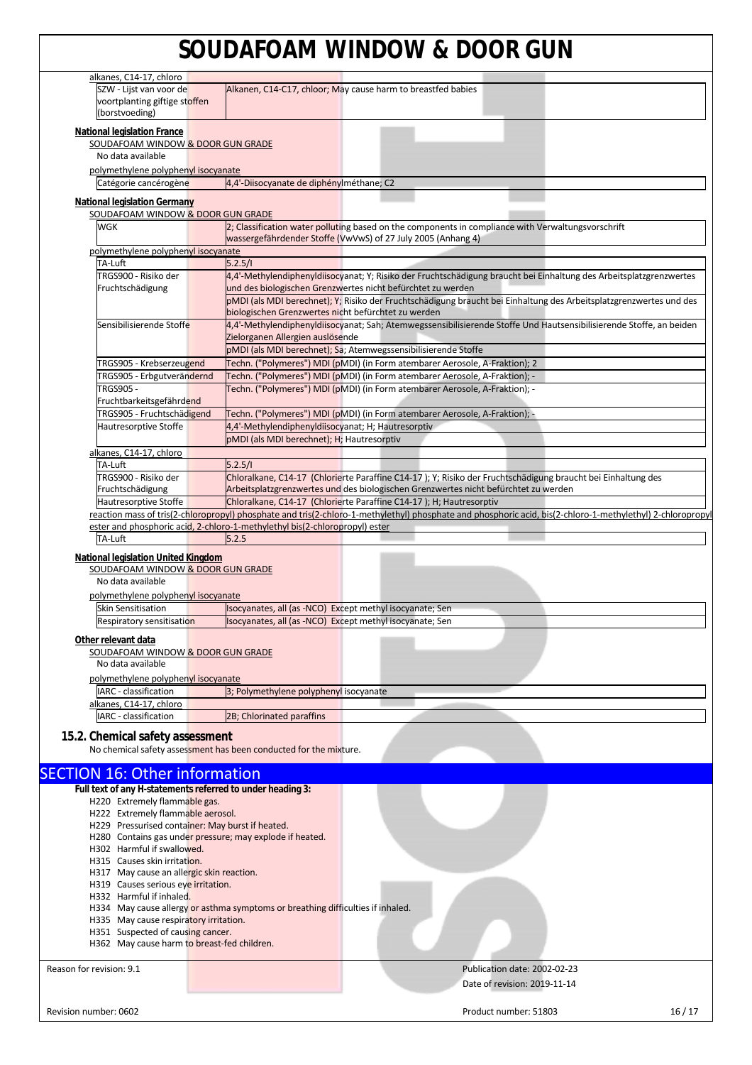alkanes, C14-17, chloro

| SZW - Lijst van voor de voortplanting giftige stoffen (borstvoeding) | Alkanen, C14-C17, chloor; May cause harm to breastfed babies |
|---|---|

**National legislation France**

SOUDAFOAM WINDOW & DOOR GUN GRADE

No data available

polymethylene polyphenyl isocyanate

| Catégorie cancérogène | 4,4'-Diisocyanate de diphénylméthane; C2 |
|---|---|

**National legislation Germany**

SOUDAFOAM WINDOW & DOOR GUN GRADE

| WGK | 2; Classification water polluting based on the components in compliance with Verwaltungsvorschrift wassergefährdender Stoffe (VwVwS) of 27 July 2005 (Anhang 4) |
|---|---|

polymethylene polyphenyl isocyanate

| TA-Luft | 5.2.5/I |
|---|---|
| TRGS900 - Risiko der Fruchtschädigung | 4,4'-Methylendiphenyldiisocyanat; Y; Risiko der Fruchtschädigung braucht bei Einhaltung des Arbeitsplatzgrenzwertes und des biologischen Grenzwertes nicht befürchtet zu werden |
| | pMDI (als MDI berechnet); Y; Risiko der Fruchtschädigung braucht bei Einhaltung des Arbeitsplatzgrenzwertes und des biologischen Grenzwertes nicht befürchtet zu werden |
| Sensibilisierende Stoffe | 4,4'-Methylendiphenyldiisocyanat; Sah; Atemwegssensibilisierende Stoffe Und Hautsensibilisierende Stoffe, an beiden Zielorganen Allergien auslösende |
| | pMDI (als MDI berechnet); Sa; Atemwegssensibilisierende Stoffe |
| TRGS905 - Krebserzeugend | Techn. ("Polymeres") MDI (pMDI) (in Form atembarer Aerosole, A-Fraktion); 2 |
| TRGS905 - Erbgutverändernd | Techn. ("Polymeres") MDI (pMDI) (in Form atembarer Aerosole, A-Fraktion); - |
| TRGS905 - Fruchtbarkeitsgefährdend | Techn. ("Polymeres") MDI (pMDI) (in Form atembarer Aerosole, A-Fraktion); - |
| TRGS905 - Fruchtschädigend | Techn. ("Polymeres") MDI (pMDI) (in Form atembarer Aerosole, A-Fraktion); - |
| Hautresorptive Stoffe | 4,4'-Methylendiphenyldiisocyanat; H; Hautresorptiv |
| | pMDI (als MDI berechnet); H; Hautresorptiv |

alkanes, C14-17, chloro

| TA-Luft | 5.2.5/I |
|---|---|
| TRGS900 - Risiko der Fruchtschädigung | Chloralkane, C14-17 (Chlorierte Paraffine C14-17 ); Y; Risiko der Fruchtschädigung braucht bei Einhaltung des Arbeitsplatzgrenzwertes und des biologischen Grenzwertes nicht befürchtet zu werden |
| Hautresorptive Stoffe | Chloralkane, C14-17 (Chlorierte Paraffine C14-17 ); H; Hautresorptiv |

reaction mass of tris(2-chloropropyl) phosphate and tris(2-chloro-1-methylethyl) phosphate and phosphoric acid, bis(2-chloro-1-methylethyl) 2-chloropropyl ester and phosphoric acid, 2-chloro-1-methylethyl bis(2-chloropropyl) ester

| TA-Luft | 5.2.5 |
|---|---|

**National legislation United Kingdom**

SOUDAFOAM WINDOW & DOOR GUN GRADE

No data available

polymethylene polyphenyl isocyanate

| Skin Sensitisation | Isocyanates, all (as -NCO) Except methyl isocyanate; Sen |
|---|---|
| Respiratory sensitisation | Isocyanates, all (as -NCO) Except methyl isocyanate; Sen |

**Other relevant data**

SOUDAFOAM WINDOW & DOOR GUN GRADE

No data available

polymethylene polyphenyl isocyanate

| IARC - classification | 3; Polymethylene polyphenyl isocyanate |
|---|---|

alkanes, C14-17, chloro

| IARC - classification | 2B; Chlorinated paraffins |
|---|---|

### 15.2. Chemical safety assessment

No chemical safety assessment has been conducted for the mixture.

## SECTION 16: Other information

**Full text of any H-statements referred to under heading 3:**

- H220 Extremely flammable gas.
- H222 Extremely flammable aerosol.
- H229 Pressurised container: May burst if heated.
- H280 Contains gas under pressure; may explode if heated.
- H302 Harmful if swallowed.
- H315 Causes skin irritation.
- H317 May cause an allergic skin reaction.
- H319 Causes serious eye irritation.
- H332 Harmful if inhaled.
- H334 May cause allergy or asthma symptoms or breathing difficulties if inhaled.
- H335 May cause respiratory irritation.
- H351 Suspected of causing cancer.
- H362 May cause harm to breast-fed children.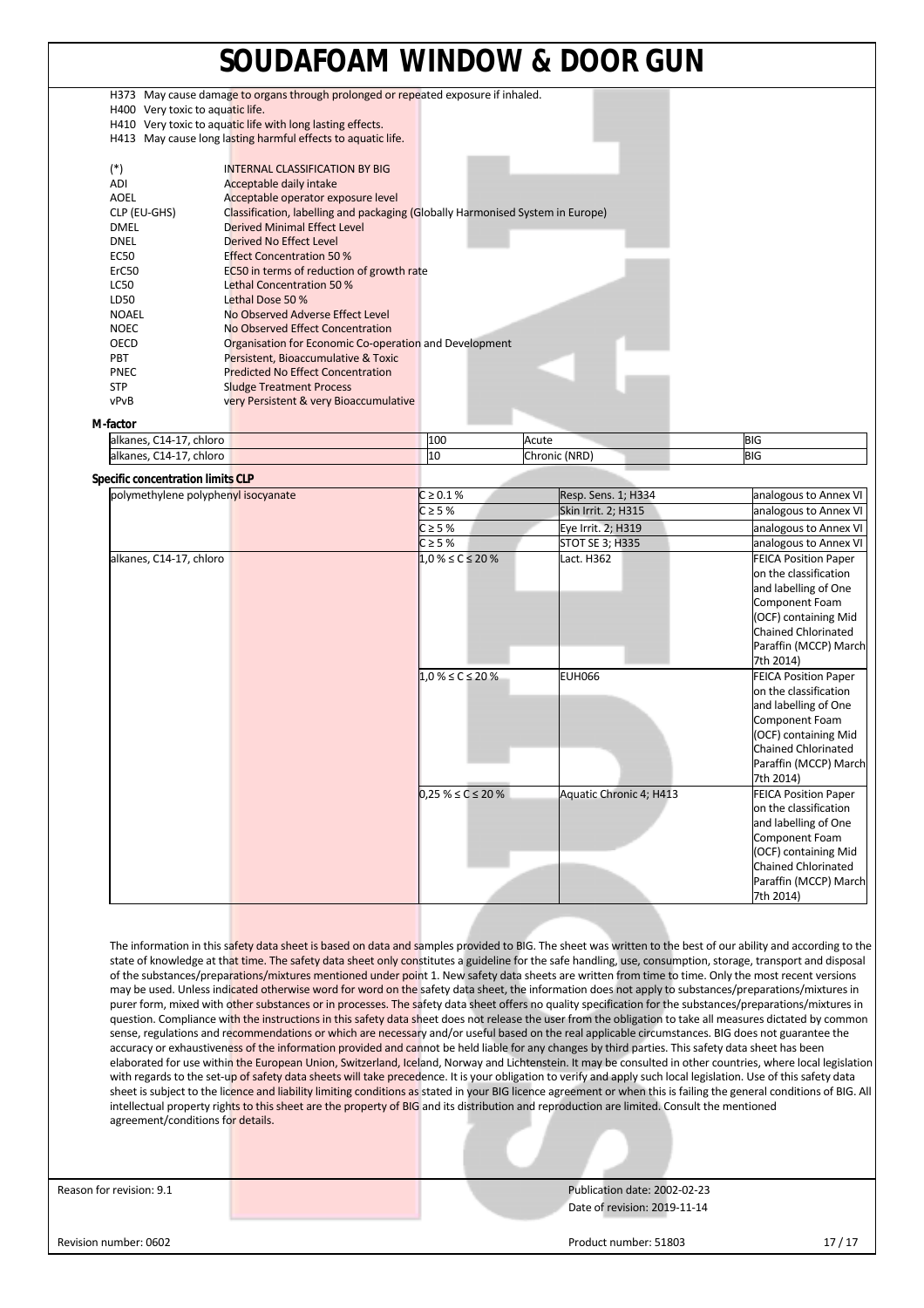H373 May cause damage to organs through prolonged or repeated exposure if inhaled.
H400 Very toxic to aquatic life.
H410 Very toxic to aquatic life with long lasting effects.
H413 May cause long lasting harmful effects to aquatic life.

| | |
|---|---|
| (*) | INTERNAL CLASSIFICATION BY BIG |
| ADI | Acceptable daily intake |
| AOEL | Acceptable operator exposure level |
| CLP (EU-GHS) | Classification, labelling and packaging (Globally Harmonised System in Europe) |
| DMEL | Derived Minimal Effect Level |
| DNEL | Derived No Effect Level |
| EC50 | Effect Concentration 50 % |
| ErC50 | EC50 in terms of reduction of growth rate |
| LC50 | Lethal Concentration 50 % |
| LD50 | Lethal Dose 50 % |
| NOAEL | No Observed Adverse Effect Level |
| NOEC | No Observed Effect Concentration |
| OECD | Organisation for Economic Co-operation and Development |
| PBT | Persistent, Bioaccumulative & Toxic |
| PNEC | Predicted No Effect Concentration |
| STP | Sludge Treatment Process |
| vPvB | very Persistent & very Bioaccumulative |

**M-factor**

| | | | |
|---|---|---|---|
| alkanes, C14-17, chloro | 100 | Acute | BIG |
| alkanes, C14-17, chloro | 10 | Chronic (NRD) | BIG |

**Specific concentration limits CLP**

| | | | |
|---|---|---|---|
| polymethylene polyphenyl isocyanate | C ≥ 0.1 % | Resp. Sens. 1; H334 | analogous to Annex VI |
| | C ≥ 5 % | Skin Irrit. 2; H315 | analogous to Annex VI |
| | C ≥ 5 % | Eye Irrit. 2; H319 | analogous to Annex VI |
| | C ≥ 5 % | STOT SE 3; H335 | analogous to Annex VI |
| alkanes, C14-17, chloro | 1,0 % ≤ C ≤ 20 % | Lact. H362 | FEICA Position Paper on the classification and labelling of One Component Foam (OCF) containing Mid Chained Chlorinated Paraffin (MCCP) March 7th 2014) |
| | 1,0 % ≤ C ≤ 20 % | EUH066 | FEICA Position Paper on the classification and labelling of One Component Foam (OCF) containing Mid Chained Chlorinated Paraffin (MCCP) March 7th 2014) |
| | 0,25 % ≤ C ≤ 20 % | Aquatic Chronic 4; H413 | FEICA Position Paper on the classification and labelling of One Component Foam (OCF) containing Mid Chained Chlorinated Paraffin (MCCP) March 7th 2014) |

The information in this safety data sheet is based on data and samples provided to BIG. The sheet was written to the best of our ability and according to the state of knowledge at that time. The safety data sheet only constitutes a guideline for the safe handling, use, consumption, storage, transport and disposal of the substances/preparations/mixtures mentioned under point 1. New safety data sheets are written from time to time. Only the most recent versions may be used. Unless indicated otherwise word for word on the safety data sheet, the information does not apply to substances/preparations/mixtures in purer form, mixed with other substances or in processes. The safety data sheet offers no quality specification for the substances/preparations/mixtures in question. Compliance with the instructions in this safety data sheet does not release the user from the obligation to take all measures dictated by common sense, regulations and recommendations or which are necessary and/or useful based on the real applicable circumstances. BIG does not guarantee the accuracy or exhaustiveness of the information provided and cannot be held liable for any changes by third parties. This safety data sheet has been elaborated for use within the European Union, Switzerland, Iceland, Norway and Lichtenstein. It may be consulted in other countries, where local legislation with regards to the set-up of safety data sheets will take precedence. It is your obligation to verify and apply such local legislation. Use of this safety data sheet is subject to the licence and liability limiting conditions as stated in your BIG licence agreement or when this is failing the general conditions of BIG. All intellectual property rights to this sheet are the property of BIG and its distribution and reproduction are limited. Consult the mentioned agreement/conditions for details.